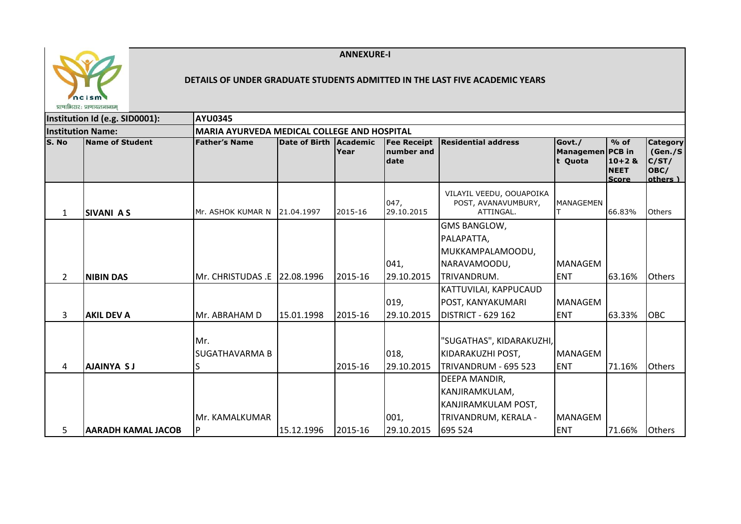## ANNEXURE-I

### DETAILS OF UNDER GRADUATE STUDENTS ADMITTED IN THE LAST FIVE ACADEMIC YEARS

| Institution Id (e.g. SID0001): | | AYU0345 | | | | | | | |
|---|---|---|---|---|---|---|---|---|---|
| **Institution Name:** | | **MARIA AYURVEDA MEDICAL COLLEGE AND HOSPITAL** | | | | | | | |
| **S. No** | **Name of Student** | **Father's Name** | **Date of Birth** | **Academic Year** | **Fee Receipt number and date** | **Residential address** | **Govt./ Management Quota** | **% of PCB in 10+2 & NEET Score** | **Category (Gen./SC/ST/ OBC/ others )** |
| 1 | **SIVANI A S** | Mr. ASHOK KUMAR N | 21.04.1997 | 2015-16 | 047, 29.10.2015 | VILAYIL VEEDU, OOUAPOIKA POST, AVANAVUMBURY, ATTINGAL. | MANAGEMENT | 66.83% | Others |
| 2 | **NIBIN DAS** | Mr. CHRISTUDAS .E | 22.08.1996 | 2015-16 | 041, 29.10.2015 | GMS BANGLOW, PALAPATTA, MUKKAMPALAMOODU, NARAVAMOODU, TRIVANDRUM. | MANAGEMENT | 63.16% | Others |
| 3 | **AKIL DEV A** | Mr. ABRAHAM D | 15.01.1998 | 2015-16 | 019, 29.10.2015 | KATTUVILAI, KAPPUCAUD POST, KANYAKUMARI DISTRICT - 629 162 | MANAGEMENT | 63.33% | OBC |
| 4 | **AJAINYA S J** | Mr. SUGATHAVARMA B S | | 2015-16 | 018, 29.10.2015 | "SUGATHAS", KIDARAKUZHI, KIDARAKUZHI POST, TRIVANDRUM - 695 523 | MANAGEMENT | 71.16% | Others |
| 5 | **AARADH KAMAL JACOB** | Mr. KAMALKUMAR P | 15.12.1996 | 2015-16 | 001, 29.10.2015 | DEEPA MANDIR, KANJIRAMKULAM, KANJIRAMKULAM POST, TRIVANDRUM, KERALA - 695 524 | MANAGEMENT | 71.66% | Others |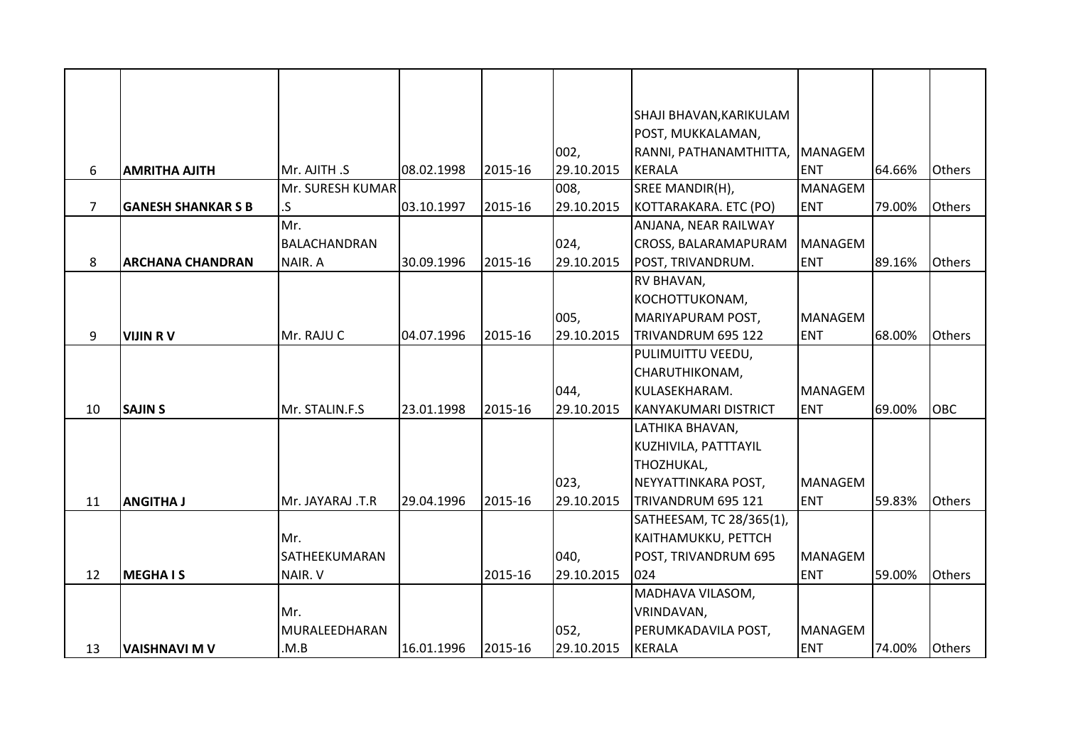| | | | | | | | | | |
|---|---|---|---|---|---|---|---|---|---|
| 6 | **AMRITHA AJITH** | Mr. AJITH .S | 08.02.1998 | 2015-16 | 002, 29.10.2015 | SHAJI BHAVAN,KARIKULAM POST, MUKKALAMAN, RANNI, PATHANAMTHITTA, KERALA | MANAGEMENT | 64.66% | Others |
| 7 | **GANESH SHANKAR S B** | Mr. SURESH KUMAR .S | 03.10.1997 | 2015-16 | 008, 29.10.2015 | SREE MANDIR(H), KOTTARAKARA. ETC (PO) | MANAGEMENT | 79.00% | Others |
| 8 | **ARCHANA CHANDRAN** | Mr. BALACHANDRAN NAIR. A | 30.09.1996 | 2015-16 | 024, 29.10.2015 | ANJANA, NEAR RAILWAY CROSS, BALARAMAPURAM POST, TRIVANDRUM. | MANAGEMENT | 89.16% | Others |
| 9 | **VIJIN R V** | Mr. RAJU C | 04.07.1996 | 2015-16 | 005, 29.10.2015 | RV BHAVAN, KOCHOTTUKONAM, MARIYAPURAM POST, TRIVANDRUM 695 122 | MANAGEMENT | 68.00% | Others |
| 10 | **SAJIN S** | Mr. STALIN.F.S | 23.01.1998 | 2015-16 | 044, 29.10.2015 | PULIMUITTU VEEDU, CHARUTHIKONAM, KULASEKHARAM. KANYAKUMARI DISTRICT | MANAGEMENT | 69.00% | OBC |
| 11 | **ANGITHA J** | Mr. JAYARAJ .T.R | 29.04.1996 | 2015-16 | 023, 29.10.2015 | LATHIKA BHAVAN, KUZHIVILA, PATTTAYIL THOZHUKAL, NEYYATTINKARA POST, TRIVANDRUM 695 121 | MANAGEMENT | 59.83% | Others |
| 12 | **MEGHA I S** | Mr. SATHEEKUMARAN NAIR. V | | 2015-16 | 040, 29.10.2015 | SATHEESAM, TC 28/365(1), KAITHAMUKKU, PETTCH POST, TRIVANDRUM 695 024 | MANAGEMENT | 59.00% | Others |
| 13 | **VAISHNAVI M V** | Mr. MURALEEDHARAN .M.B | 16.01.1996 | 2015-16 | 052, 29.10.2015 | MADHAVA VILASOM, VRINDAVAN, PERUMKADAVILA POST, KERALA | MANAGEMENT | 74.00% | Others |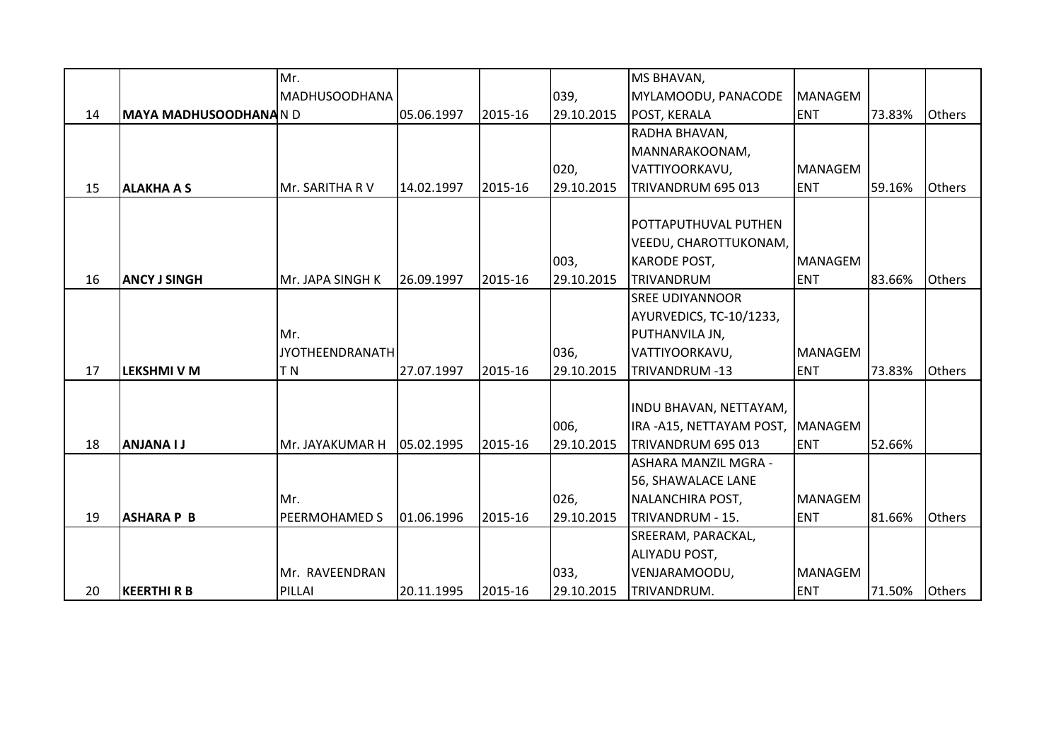| 14 | **MAYA MADHUSOODHANAN D** | Mr. MADHUSOODHANA N D | 05.06.1997 | 2015-16 | 039, 29.10.2015 | MS BHAVAN, MYLAMOODU, PANACODE POST, KERALA | MANAGEMENT | 73.83% | Others |
|---|---|---|---|---|---|---|---|---|---|
| 15 | **ALAKHA A S** | Mr. SARITHA R V | 14.02.1997 | 2015-16 | 020, 29.10.2015 | RADHA BHAVAN, MANNARAKOONAM, VATTIYOORKAVU, TRIVANDRUM 695 013 | MANAGEMENT | 59.16% | Others |
| 16 | **ANCY J SINGH** | Mr. JAPA SINGH K | 26.09.1997 | 2015-16 | 003, 29.10.2015 | POTTAPUTHUVAL PUTHEN VEEDU, CHAROTTUKONAM, KARODE POST, TRIVANDRUM | MANAGEMENT | 83.66% | Others |
| 17 | **LEKSHMI V M** | Mr. JYOTHEENDRANATH T N | 27.07.1997 | 2015-16 | 036, 29.10.2015 | SREE UDIYANNOOR AYURVEDICS, TC-10/1233, PUTHANVILA JN, VATTIYOORKAVU, TRIVANDRUM -13 | MANAGEMENT | 73.83% | Others |
| 18 | **ANJANA I J** | Mr. JAYAKUMAR H | 05.02.1995 | 2015-16 | 006, 29.10.2015 | INDU BHAVAN, NETTAYAM, IRA -A15, NETTAYAM POST, TRIVANDRUM 695 013 | MANAGEMENT | 52.66% | |
| 19 | **ASHARA P B** | Mr. PEERMOHAMED S | 01.06.1996 | 2015-16 | 026, 29.10.2015 | ASHARA MANZIL MGRA - 56, SHAWALACE LANE NALANCHIRA POST, TRIVANDRUM - 15. | MANAGEMENT | 81.66% | Others |
| 20 | **KEERTHI R B** | Mr. RAVEENDRAN PILLAI | 20.11.1995 | 2015-16 | 033, 29.10.2015 | SREERAM, PARACKAL, ALIYADU POST, VENJARAMOODU, TRIVANDRUM. | MANAGEMENT | 71.50% | Others |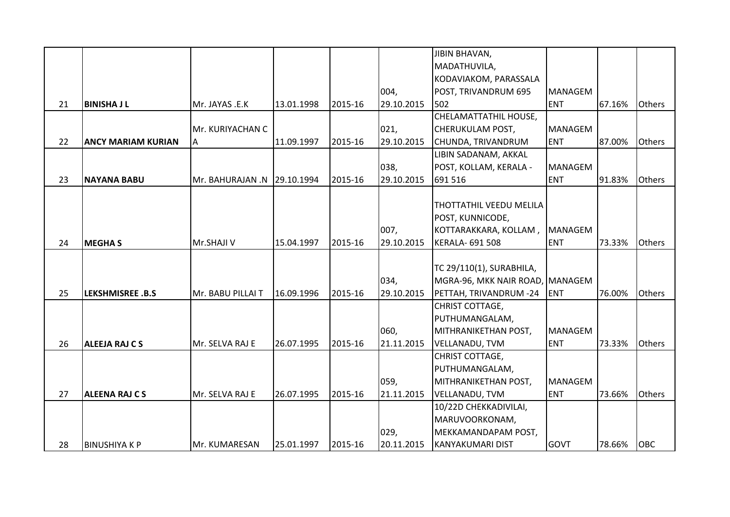| 21 | **BINISHA J L** | Mr. JAYAS .E.K | 13.01.1998 | 2015-16 | 004, 29.10.2015 | JIBIN BHAVAN, MADATHUVILA, KODAVIAKOM, PARASSALA POST, TRIVANDRUM 695 502 | MANAGEMENT | 67.16% | Others |
|---|---|---|---|---|---|---|---|---|---|
| 22 | **ANCY MARIAM KURIAN** | Mr. KURIYACHAN C A | 11.09.1997 | 2015-16 | 021, 29.10.2015 | CHELAMATTATHIL HOUSE, CHERUKULAM POST, CHUNDA, TRIVANDRUM | MANAGEMENT | 87.00% | Others |
| 23 | **NAYANA BABU** | Mr. BAHURAJAN .N | 29.10.1994 | 2015-16 | 038, 29.10.2015 | LIBIN SADANAM, AKKAL POST, KOLLAM, KERALA - 691 516 | MANAGEMENT | 91.83% | Others |
| 24 | **MEGHA S** | Mr.SHAJI V | 15.04.1997 | 2015-16 | 007, 29.10.2015 | THOTTATHIL VEEDU MELILA POST, KUNNICODE, KOTTARAKKARA, KOLLAM , KERALA- 691 508 | MANAGEMENT | 73.33% | Others |
| 25 | **LEKSHMISREE .B.S** | Mr. BABU PILLAI T | 16.09.1996 | 2015-16 | 034, 29.10.2015 | TC 29/110(1), SURABHILA, MGRA-96, MKK NAIR ROAD, PETTAH, TRIVANDRUM -24 | MANAGEMENT | 76.00% | Others |
| 26 | **ALEEJA RAJ C S** | Mr. SELVA RAJ E | 26.07.1995 | 2015-16 | 060, 21.11.2015 | CHRIST COTTAGE, PUTHUMANGALAM, MITHRANIKETHAN POST, VELLANADU, TVM | MANAGEMENT | 73.33% | Others |
| 27 | **ALEENA RAJ C S** | Mr. SELVA RAJ E | 26.07.1995 | 2015-16 | 059, 21.11.2015 | CHRIST COTTAGE, PUTHUMANGALAM, MITHRANIKETHAN POST, VELLANADU, TVM | MANAGEMENT | 73.66% | Others |
| 28 | BINUSHIYA K P | Mr. KUMARESAN | 25.01.1997 | 2015-16 | 029, 20.11.2015 | 10/22D CHEKKADIVILAI, MARUVOORKONAM, MEKKAMANDAPAM POST, KANYAKUMARI DIST | GOVT | 78.66% | OBC |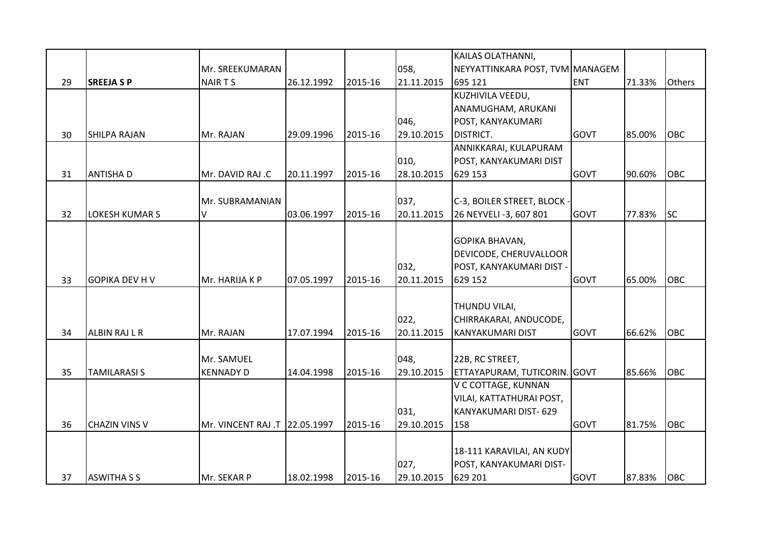| 29 | **SREEJA S P** | Mr. SREEKUMARAN NAIR T S | 26.12.1992 | 2015-16 | 058, 21.11.2015 | KAILAS OLATHANNI, NEYYATTINKARA POST, TVM 695 121 | MANAGEMENT | 71.33% | Others |
|---|---|---|---|---|---|---|---|---|---|
| 30 | SHILPA RAJAN | Mr. RAJAN | 29.09.1996 | 2015-16 | 046, 29.10.2015 | KUZHIVILA VEEDU, ANAMUGHAM, ARUKANI POST, KANYAKUMARI DISTRICT. | GOVT | 85.00% | OBC |
| 31 | ANTISHA D | Mr. DAVID RAJ .C | 20.11.1997 | 2015-16 | 010, 28.10.2015 | ANNIKKARAI, KULAPURAM POST, KANYAKUMARI DIST 629 153 | GOVT | 90.60% | OBC |
| 32 | LOKESH KUMAR S | Mr. SUBRAMANIAN V | 03.06.1997 | 2015-16 | 037, 20.11.2015 | C-3, BOILER STREET, BLOCK - 26 NEYVELI -3, 607 801 | GOVT | 77.83% | SC |
| 33 | GOPIKA DEV H V | Mr. HARIJA K P | 07.05.1997 | 2015-16 | 032, 20.11.2015 | GOPIKA BHAVAN, DEVICODE, CHERUVALLOOR POST, KANYAKUMARI DIST - 629 152 | GOVT | 65.00% | OBC |
| 34 | ALBIN RAJ L R | Mr. RAJAN | 17.07.1994 | 2015-16 | 022, 20.11.2015 | THUNDU VILAI, CHIRRAKARAI, ANDUCODE, KANYAKUMARI DIST | GOVT | 66.62% | OBC |
| 35 | TAMILARASI S | Mr. SAMUEL KENNADY D | 14.04.1998 | 2015-16 | 048, 29.10.2015 | 22B, RC STREET, ETTAYAPURAM, TUTICORIN. | GOVT | 85.66% | OBC |
| 36 | CHAZIN VINS V | Mr. VINCENT RAJ .T | 22.05.1997 | 2015-16 | 031, 29.10.2015 | V C COTTAGE, KUNNAN VILAI, KATTATHURAI POST, KANYAKUMARI DIST- 629 158 | GOVT | 81.75% | OBC |
| 37 | ASWITHA S S | Mr. SEKAR P | 18.02.1998 | 2015-16 | 027, 29.10.2015 | 18-111 KARAVILAI, AN KUDY POST, KANYAKUMARI DIST- 629 201 | GOVT | 87.83% | OBC |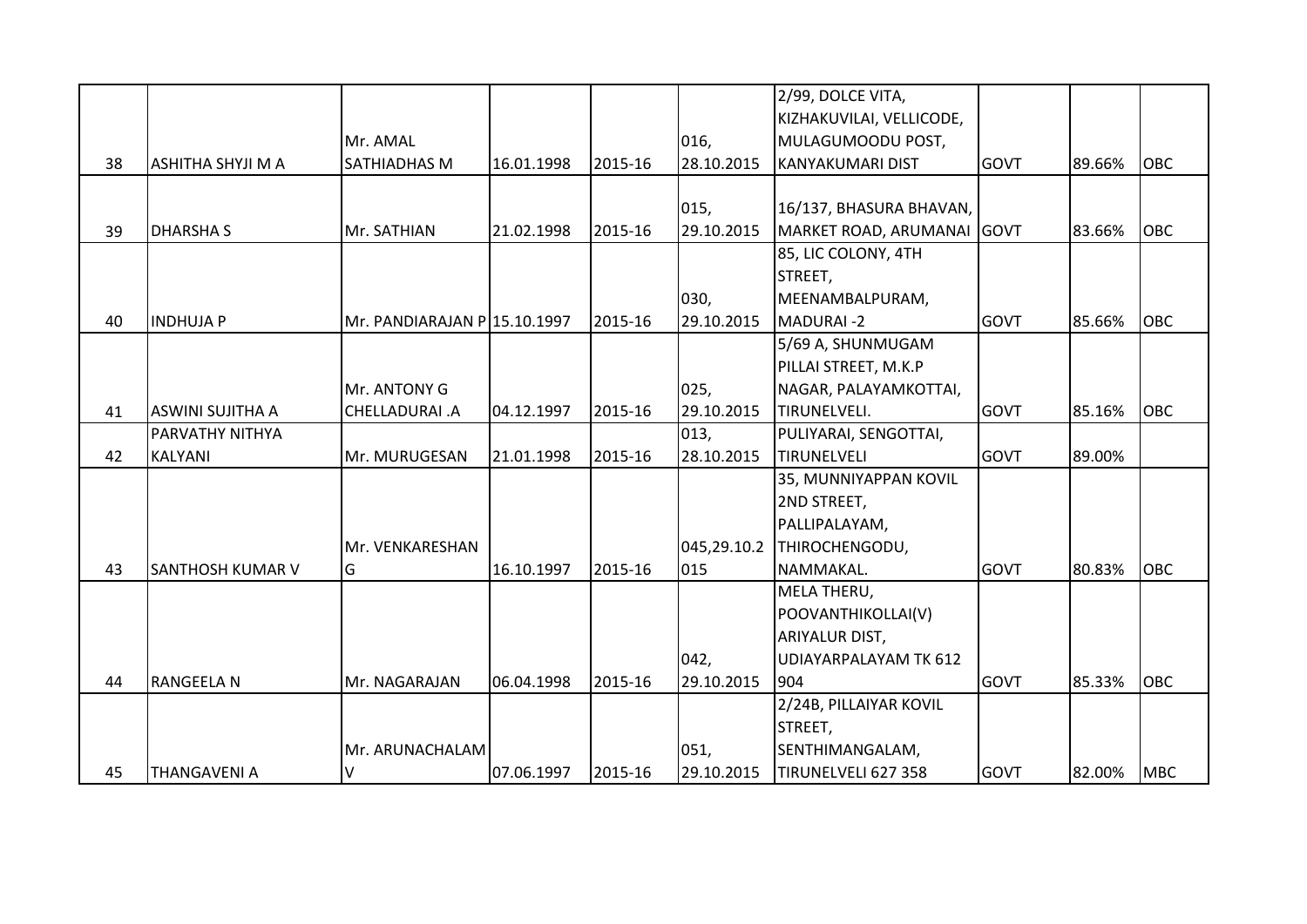| 38 | ASHITHA SHYJI M A | Mr. AMAL SATHIADHAS M | 16.01.1998 | 2015-16 | 016, 28.10.2015 | 2/99, DOLCE VITA, KIZHAKUVILAI, VELLICODE, MULAGUMOODU POST, KANYAKUMARI DIST | GOVT | 89.66% | OBC |
|---|---|---|---|---|---|---|---|---|---|
| 39 | DHARSHA S | Mr. SATHIAN | 21.02.1998 | 2015-16 | 015, 29.10.2015 | 16/137, BHASURA BHAVAN, MARKET ROAD, ARUMANAI | GOVT | 83.66% | OBC |
| 40 | INDHUJA P | Mr. PANDIARAJAN P | 15.10.1997 | 2015-16 | 030, 29.10.2015 | 85, LIC COLONY, 4TH STREET, MEENAMBALPURAM, MADURAI -2 | GOVT | 85.66% | OBC |
| 41 | ASWINI SUJITHA A | Mr. ANTONY G CHELLADURAI .A | 04.12.1997 | 2015-16 | 025, 29.10.2015 | 5/69 A, SHUNMUGAM PILLAI STREET, M.K.P NAGAR, PALAYAMKOTTAI, TIRUNELVELI. | GOVT | 85.16% | OBC |
| 42 | PARVATHY NITHYA KALYANI | Mr. MURUGESAN | 21.01.1998 | 2015-16 | 013, 28.10.2015 | PULIYARAI, SENGOTTAI, TIRUNELVELI | GOVT | 89.00% | |
| 43 | SANTHOSH KUMAR V | Mr. VENKARESHAN G | 16.10.1997 | 2015-16 | 045,29.10.2015 | 35, MUNNIYAPPAN KOVIL 2ND STREET, PALLIPALAYAM, THIROCHENGODU, NAMMAKAL. | GOVT | 80.83% | OBC |
| 44 | RANGEELA N | Mr. NAGARAJAN | 06.04.1998 | 2015-16 | 042, 29.10.2015 | MELA THERU, POOVANTHIKOLLAI(V) ARIYALUR DIST, UDIAYARPALAYAM TK 612 904 | GOVT | 85.33% | OBC |
| 45 | THANGAVENI A | Mr. ARUNACHALAM V | 07.06.1997 | 2015-16 | 051, 29.10.2015 | 2/24B, PILLAIYAR KOVIL STREET, SENTHIMANGALAM, TIRUNELVELI 627 358 | GOVT | 82.00% | MBC |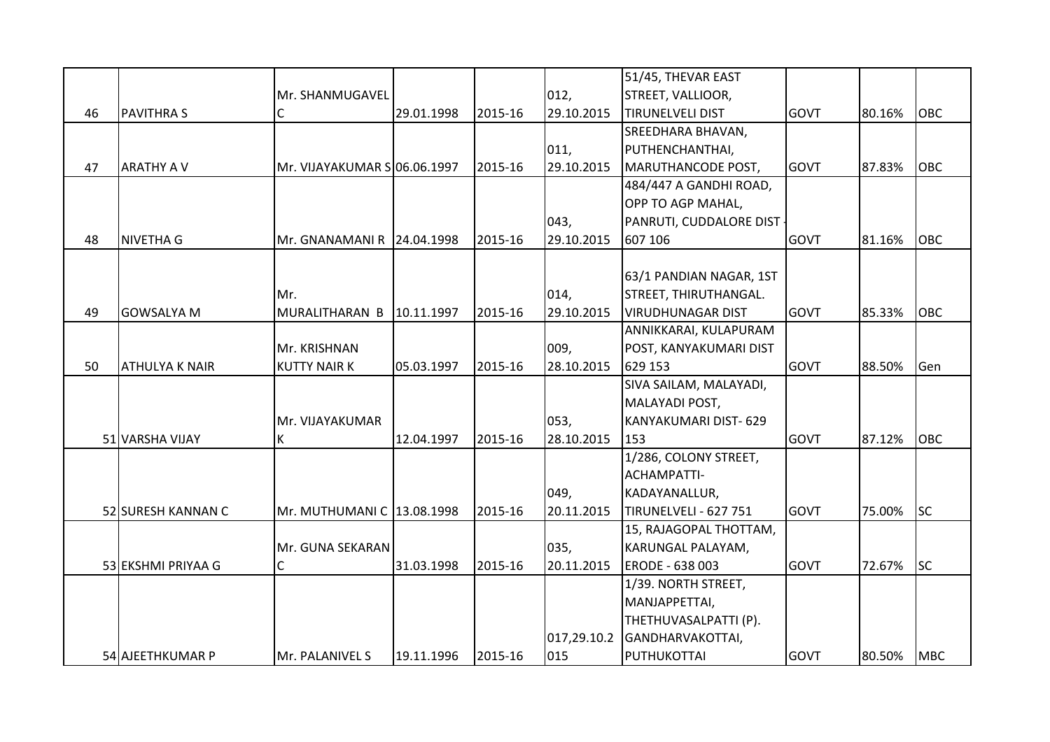| 46 | PAVITHRA S | Mr. SHANMUGAVEL C | 29.01.1998 | 2015-16 | 012, 29.10.2015 | 51/45, THEVAR EAST STREET, VALLIOOR, TIRUNELVELI DIST | GOVT | 80.16% | OBC |
|---|---|---|---|---|---|---|---|---|---|
| 47 | ARATHY A V | Mr. VIJAYAKUMAR S | 06.06.1997 | 2015-16 | 011, 29.10.2015 | SREEDHARA BHAVAN, PUTHENCHANTHAI, MARUTHANCODE POST, | GOVT | 87.83% | OBC |
| 48 | NIVETHA G | Mr. GNANAMANI R | 24.04.1998 | 2015-16 | 043, 29.10.2015 | 484/447 A GANDHI ROAD, OPP TO AGP MAHAL, PANRUTI, CUDDALORE DIST - 607 106 | GOVT | 81.16% | OBC |
| 49 | GOWSALYA M | Mr. MURALITHARAN B | 10.11.1997 | 2015-16 | 014, 29.10.2015 | 63/1 PANDIAN NAGAR, 1ST STREET, THIRUTHANGAL. VIRUDHUNAGAR DIST | GOVT | 85.33% | OBC |
| 50 | ATHULYA K NAIR | Mr. KRISHNAN KUTTY NAIR K | 05.03.1997 | 2015-16 | 009, 28.10.2015 | ANNIKKARAI, KULAPURAM POST, KANYAKUMARI DIST 629 153 | GOVT | 88.50% | Gen |
| 51 | VARSHA VIJAY | Mr. VIJAYAKUMAR K | 12.04.1997 | 2015-16 | 053, 28.10.2015 | SIVA SAILAM, MALAYADI, MALAYADI POST, KANYAKUMARI DIST- 629 153 | GOVT | 87.12% | OBC |
| 52 | SURESH KANNAN C | Mr. MUTHUMANI C | 13.08.1998 | 2015-16 | 049, 20.11.2015 | 1/286, COLONY STREET, ACHAMPATTI- KADAYANALLUR, TIRUNELVELI - 627 751 | GOVT | 75.00% | SC |
| 53 | EKSHMI PRIYAA G | Mr. GUNA SEKARAN C | 31.03.1998 | 2015-16 | 035, 20.11.2015 | 15, RAJAGOPAL THOTTAM, KARUNGAL PALAYAM, ERODE - 638 003 | GOVT | 72.67% | SC |
| 54 | AJEETHKUMAR P | Mr. PALANIVEL S | 19.11.1996 | 2015-16 | 017,29.10.2015 | 1/39. NORTH STREET, MANJAPPETTAI, THETHUVASALPATTI (P). GANDHARVAKOTTAI, PUTHUKOTTAI | GOVT | 80.50% | MBC |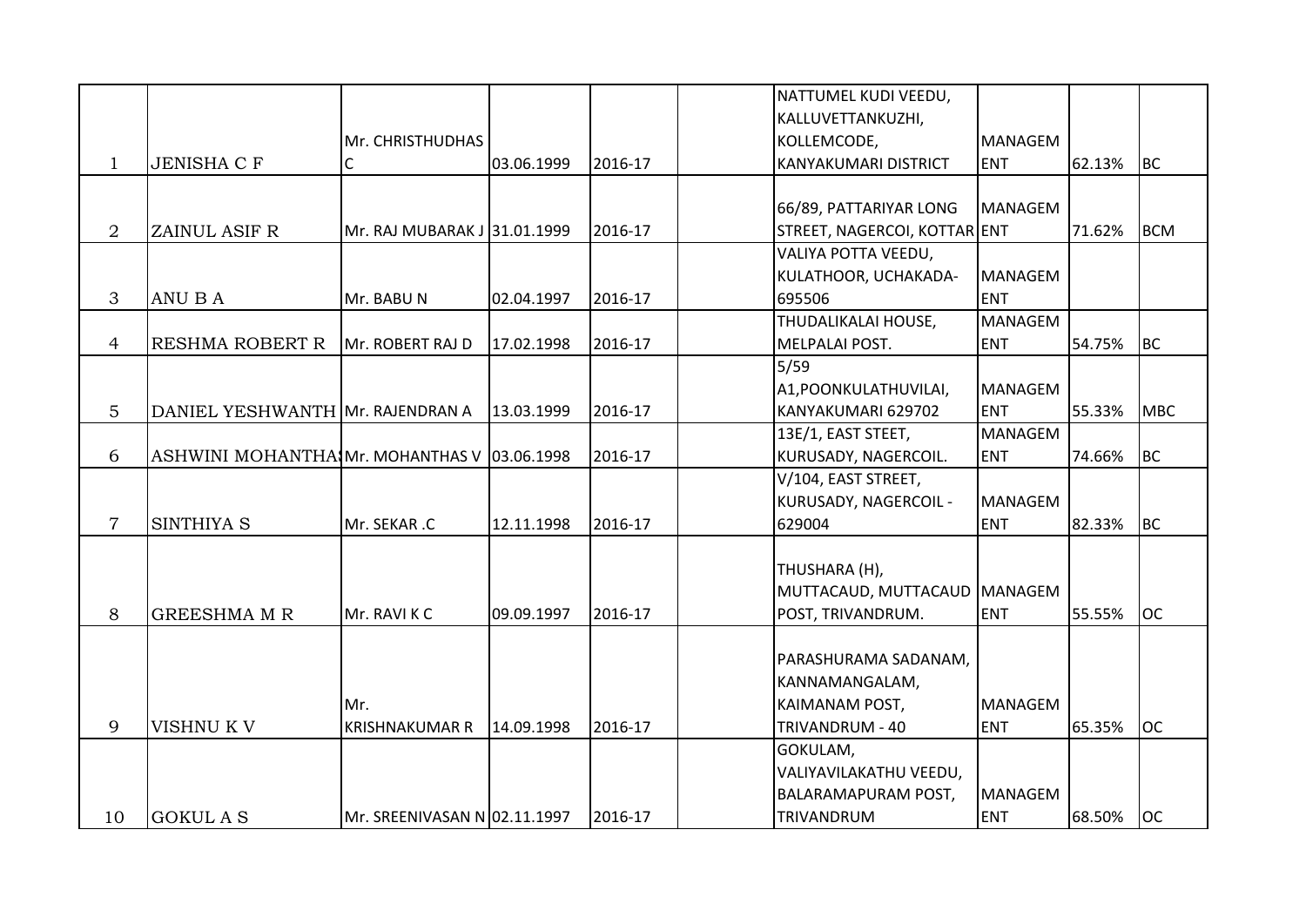| | | | | | | | | | |
|---|---|---|---|---|---|---|---|---|---|
| 1 | JENISHA C F | Mr. CHRISTHUDHAS C | 03.06.1999 | 2016-17 | | NATTUMEL KUDI VEEDU, KALLUVETTANKUZHI, KOLLEMCODE, KANYAKUMARI DISTRICT | MANAGEMENT | 62.13% | BC |
| 2 | ZAINUL ASIF R | Mr. RAJ MUBARAK J | 31.01.1999 | 2016-17 | | 66/89, PATTARIYAR LONG STREET, NAGERCOI, KOTTAR | MANAGEMENT | 71.62% | BCM |
| 3 | ANU B A | Mr. BABU N | 02.04.1997 | 2016-17 | | VALIYA POTTA VEEDU, KULATHOOR, UCHAKADA-695506 | MANAGEMENT | | |
| 4 | RESHMA ROBERT R | Mr. ROBERT RAJ D | 17.02.1998 | 2016-17 | | THUDALIKALAI HOUSE, MELPALAI POST. | MANAGEMENT | 54.75% | BC |
| 5 | DANIEL YESHWANTH | Mr. RAJENDRAN A | 13.03.1999 | 2016-17 | | 5/59 A1,POONKULATHUVILAI, KANYAKUMARI 629702 | MANAGEMENT | 55.33% | MBC |
| 6 | ASHWINI MOHANTHA | Mr. MOHANTHAS V | 03.06.1998 | 2016-17 | | 13E/1, EAST STEET, KURUSADY, NAGERCOIL. | MANAGEMENT | 74.66% | BC |
| 7 | SINTHIYA S | Mr. SEKAR .C | 12.11.1998 | 2016-17 | | V/104, EAST STREET, KURUSADY, NAGERCOIL - 629004 | MANAGEMENT | 82.33% | BC |
| 8 | GREESHMA M R | Mr. RAVI K C | 09.09.1997 | 2016-17 | | THUSHARA (H), MUTTACAUD, MUTTACAUD POST, TRIVANDRUM. | MANAGEMENT | 55.55% | OC |
| 9 | VISHNU K V | Mr. KRISHNAKUMAR R | 14.09.1998 | 2016-17 | | PARASHURAMA SADANAM, KANNAMANGALAM, KAIMANAM POST, TRIVANDRUM - 40 | MANAGEMENT | 65.35% | OC |
| 10 | GOKUL A S | Mr. SREENIVASAN N | 02.11.1997 | 2016-17 | | GOKULAM, VALIYAVILAKATHU VEEDU, BALARAMAPURAM POST, TRIVANDRUM | MANAGEMENT | 68.50% | OC |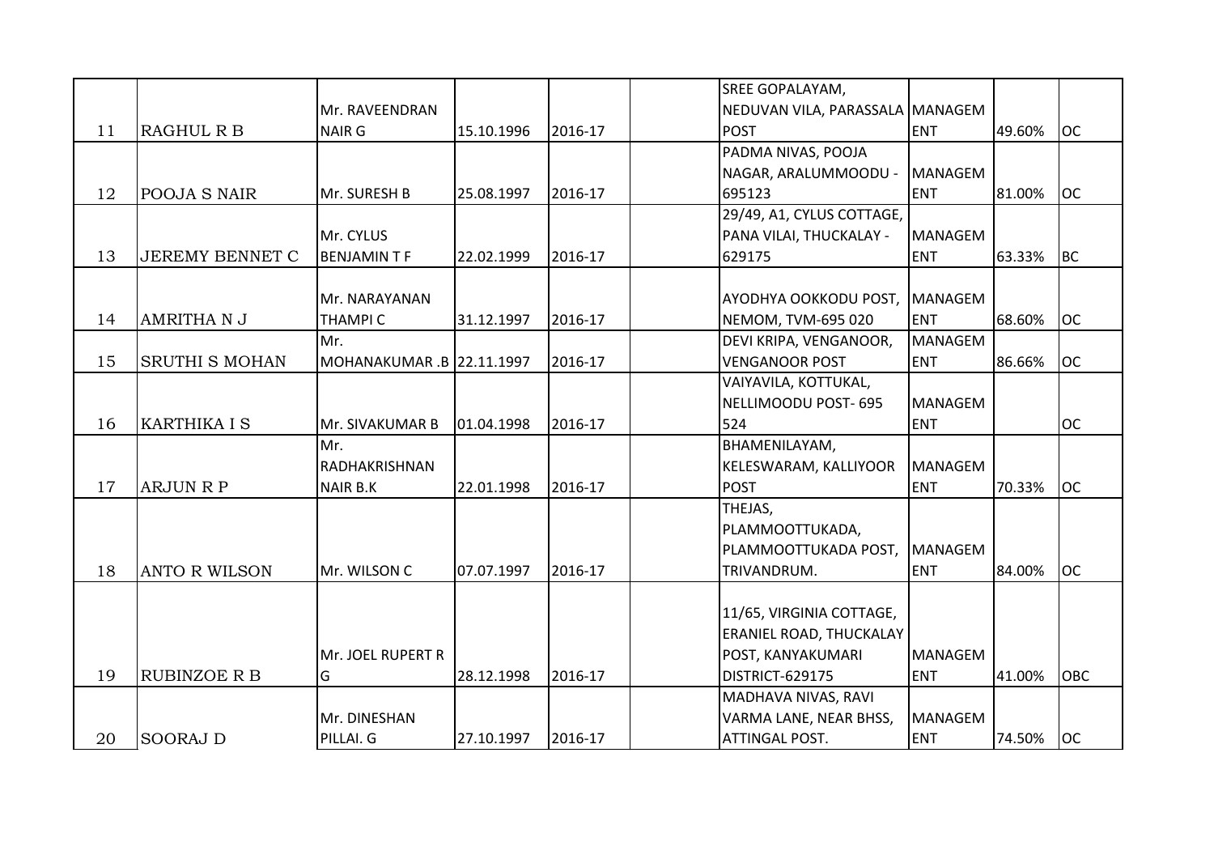| 11 | RAGHUL R B | Mr. RAVEENDRAN NAIR G | 15.10.1996 | 2016-17 | | SREE GOPALAYAM, NEDUVAN VILA, PARASSALA POST | MANAGEMENT | 49.60% | OC |
|---|---|---|---|---|---|---|---|---|---|
| 12 | POOJA S NAIR | Mr. SURESH B | 25.08.1997 | 2016-17 | | PADMA NIVAS, POOJA NAGAR, ARALUMMOODU - 695123 | MANAGEMENT | 81.00% | OC |
| 13 | JEREMY BENNET C | Mr. CYLUS BENJAMIN T F | 22.02.1999 | 2016-17 | | 29/49, A1, CYLUS COTTAGE, PANA VILAI, THUCKALAY - 629175 | MANAGEMENT | 63.33% | BC |
| 14 | AMRITHA N J | Mr. NARAYANAN THAMPI C | 31.12.1997 | 2016-17 | | AYODHYA OOKKODU POST, NEMOM, TVM-695 020 | MANAGEMENT | 68.60% | OC |
| 15 | SRUTHI S MOHAN | Mr. MOHANAKUMAR .B | 22.11.1997 | 2016-17 | | DEVI KRIPA, VENGANOOR, VENGANOOR POST | MANAGEMENT | 86.66% | OC |
| 16 | KARTHIKA I S | Mr. SIVAKUMAR B | 01.04.1998 | 2016-17 | | VAIYAVILA, KOTTUKAL, NELLIMOODU POST- 695 524 | MANAGEMENT | | OC |
| 17 | ARJUN R P | Mr. RADHAKRISHNAN NAIR B.K | 22.01.1998 | 2016-17 | | BHAMENILAYAM, KELESWARAM, KALLIYOOR POST | MANAGEMENT | 70.33% | OC |
| 18 | ANTO R WILSON | Mr. WILSON C | 07.07.1997 | 2016-17 | | THEJAS, PLAMMOOTTUKADA, PLAMMOOTTUKADA POST, TRIVANDRUM. | MANAGEMENT | 84.00% | OC |
| 19 | RUBINZOE R B | Mr. JOEL RUPERT R G | 28.12.1998 | 2016-17 | | 11/65, VIRGINIA COTTAGE, ERANIEL ROAD, THUCKALAY POST, KANYAKUMARI DISTRICT-629175 | MANAGEMENT | 41.00% | OBC |
| 20 | SOORAJ D | Mr. DINESHAN PILLAI. G | 27.10.1997 | 2016-17 | | MADHAVA NIVAS, RAVI VARMA LANE, NEAR BHSS, ATTINGAL POST. | MANAGEMENT | 74.50% | OC |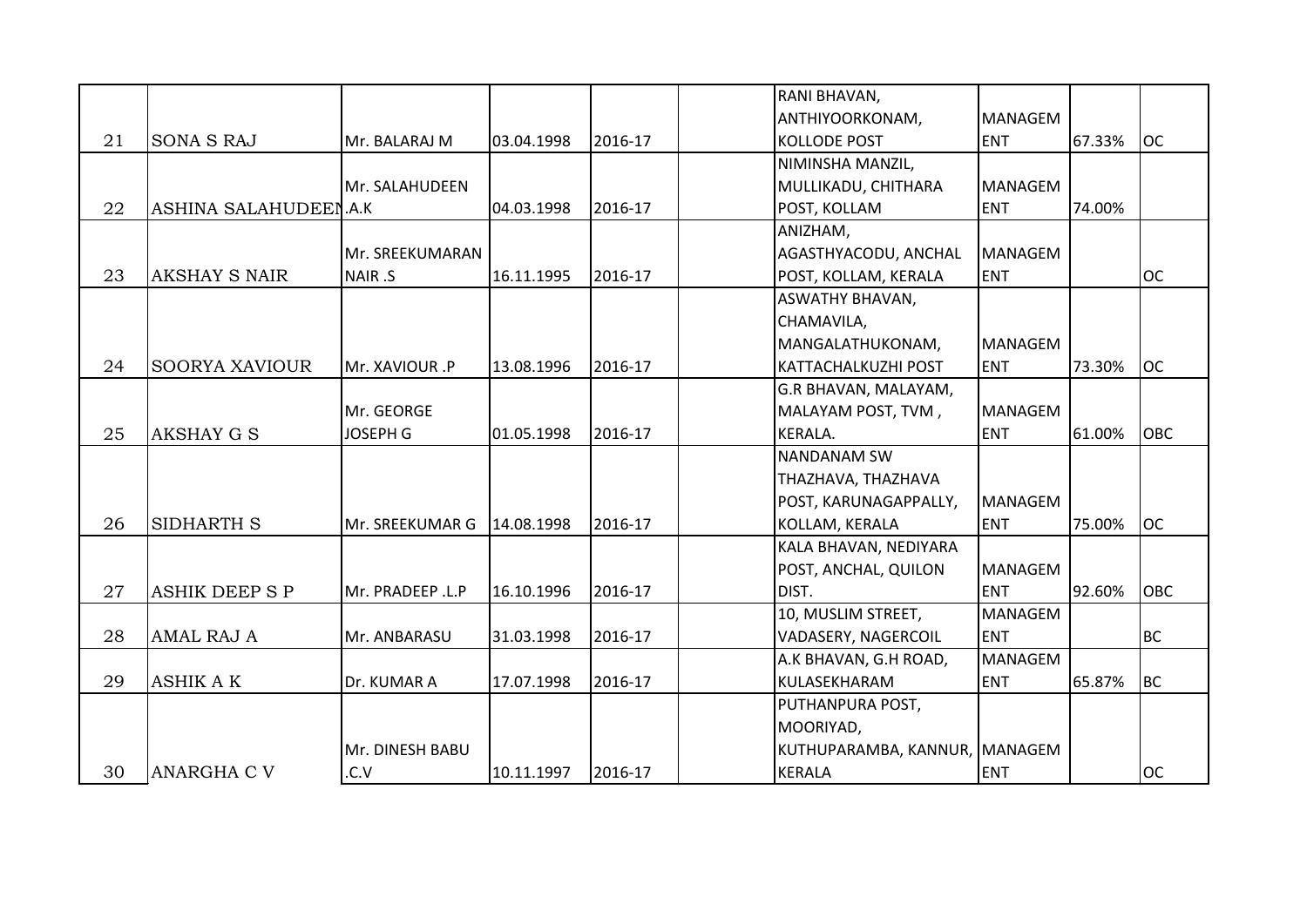| | | | | | | | | | |
|---|---|---|---|---|---|---|---|---|---|
| 21 | SONA S RAJ | Mr. BALARAJ M | 03.04.1998 | 2016-17 | | RANI BHAVAN, ANTHIYOORKONAM, KOLLODE POST | MANAGEMENT | 67.33% | OC |
| 22 | ASHINA SALAHUDEEN.A.K | Mr. SALAHUDEEN | 04.03.1998 | 2016-17 | | NIMINSHA MANZIL, MULLIKADU, CHITHARA POST, KOLLAM | MANAGEMENT | 74.00% | |
| 23 | AKSHAY S NAIR | Mr. SREEKUMARAN NAIR .S | 16.11.1995 | 2016-17 | | ANIZHAM, AGASTHYACODU, ANCHAL POST, KOLLAM, KERALA | MANAGEMENT | | OC |
| 24 | SOORYA XAVIOUR | Mr. XAVIOUR .P | 13.08.1996 | 2016-17 | | ASWATHY BHAVAN, CHAMAVILA, MANGALATHUKONAM, KATTACHALKUZHI POST | MANAGEMENT | 73.30% | OC |
| 25 | AKSHAY G S | Mr. GEORGE JOSEPH G | 01.05.1998 | 2016-17 | | G.R BHAVAN, MALAYAM, MALAYAM POST, TVM , KERALA. | MANAGEMENT | 61.00% | OBC |
| 26 | SIDHARTH S | Mr. SREEKUMAR G | 14.08.1998 | 2016-17 | | NANDANAM SW THAZHAVA, THAZHAVA POST, KARUNAGAPPALLY, KOLLAM, KERALA | MANAGEMENT | 75.00% | OC |
| 27 | ASHIK DEEP S P | Mr. PRADEEP .L.P | 16.10.1996 | 2016-17 | | KALA BHAVAN, NEDIYARA POST, ANCHAL, QUILON DIST. | MANAGEMENT | 92.60% | OBC |
| 28 | AMAL RAJ A | Mr. ANBARASU | 31.03.1998 | 2016-17 | | 10, MUSLIM STREET, VADASERY, NAGERCOIL | MANAGEMENT | | BC |
| 29 | ASHIK A K | Dr. KUMAR A | 17.07.1998 | 2016-17 | | A.K BHAVAN, G.H ROAD, KULASEKHARAM | MANAGEMENT | 65.87% | BC |
| 30 | ANARGHA C V | Mr. DINESH BABU .C.V | 10.11.1997 | 2016-17 | | PUTHANPURA POST, MOORIYAD, KUTHUPARAMBA, KANNUR, KERALA | MANAGEMENT | | OC |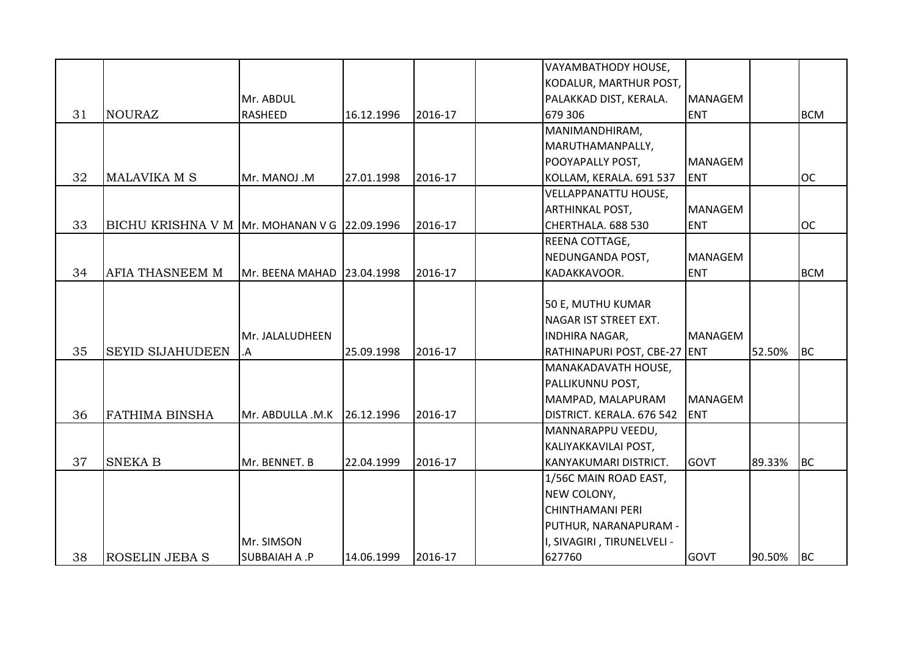| 31 | NOURAZ | Mr. ABDUL RASHEED | 16.12.1996 | 2016-17 | | VAYAMBATHODY HOUSE, KODALUR, MARTHUR POST, PALAKKAD DIST, KERALA. 679 306 | MANAGEMENT | | BCM |
|---|---|---|---|---|---|---|---|---|---|
| 32 | MALAVIKA M S | Mr. MANOJ .M | 27.01.1998 | 2016-17 | | MANIMANDHIRAM, MARUTHAMANPALLY, POOYAPALLY POST, KOLLAM, KERALA. 691 537 | MANAGEMENT | | OC |
| 33 | BICHU KRISHNA V M | Mr. MOHANAN V G | 22.09.1996 | 2016-17 | | VELLAPPANATTU HOUSE, ARTHINKAL POST, CHERTHALA. 688 530 | MANAGEMENT | | OC |
| 34 | AFIA THASNEEM M | Mr. BEENA MAHAD | 23.04.1998 | 2016-17 | | REENA COTTAGE, NEDUNGANDA POST, KADAKKAVOOR. | MANAGEMENT | | BCM |
| 35 | SEYID SIJAHUDEEN | Mr. JALALUDHEEN .A | 25.09.1998 | 2016-17 | | 50 E, MUTHU KUMAR NAGAR IST STREET EXT. INDHIRA NAGAR, RATHINAPURI POST, CBE-27 | MANAGEMENT | 52.50% | BC |
| 36 | FATHIMA BINSHA | Mr. ABDULLA .M.K | 26.12.1996 | 2016-17 | | MANAKADAVATH HOUSE, PALLIKUNNU POST, MAMPAD, MALAPURAM DISTRICT. KERALA. 676 542 | MANAGEMENT | | |
| 37 | SNEKA B | Mr. BENNET. B | 22.04.1999 | 2016-17 | | MANNARAPPU VEEDU, KALIYAKKAVILAI POST, KANYAKUMARI DISTRICT. | GOVT | 89.33% | BC |
| 38 | ROSELIN JEBA S | Mr. SIMSON SUBBAIAH A .P | 14.06.1999 | 2016-17 | | 1/56C MAIN ROAD EAST, NEW COLONY, CHINTHAMANI PERI PUTHUR, NARANAPURAM - I, SIVAGIRI , TIRUNELVELI - 627760 | GOVT | 90.50% | BC |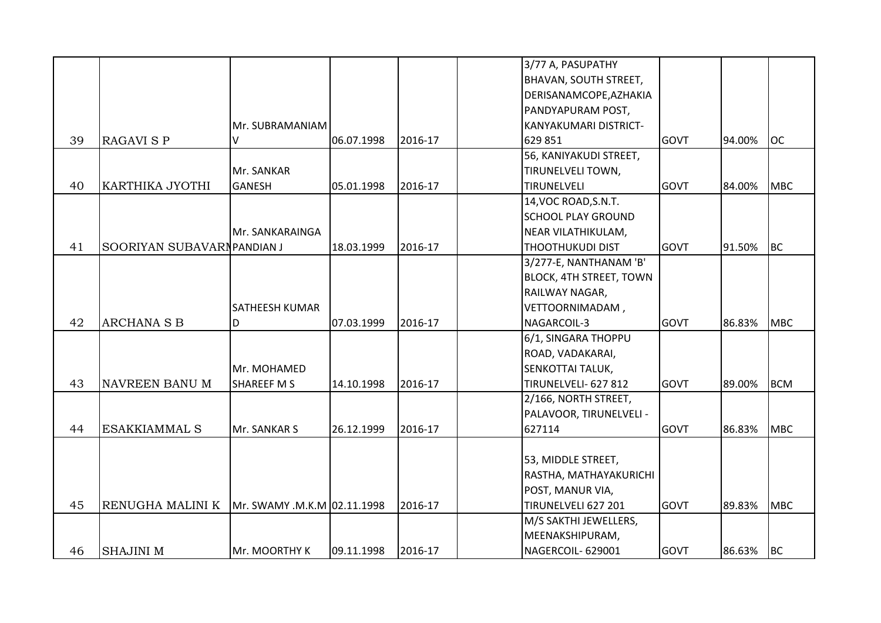|  |  |  |  |  |  |  |  |  |  |
|---|---|---|---|---|---|---|---|---|---|
| 39 | RAGAVI S P | Mr. SUBRAMANIAM V | 06.07.1998 | 2016-17 |  | 3/77 A, PASUPATHY BHAVAN, SOUTH STREET, DERISANAMCOPE,AZHAKIA PANDYAPURAM POST, KANYAKUMARI DISTRICT-629 851 | GOVT | 94.00% | OC |
| 40 | KARTHIKA JYOTHI | Mr. SANKAR GANESH | 05.01.1998 | 2016-17 |  | 56, KANIYAKUDI STREET, TIRUNELVELI TOWN, TIRUNELVELI | GOVT | 84.00% | MBC |
| 41 | SOORIYAN SUBAVARI | Mr. SANKARAINGA PANDIAN J | 18.03.1999 | 2016-17 |  | 14,VOC ROAD,S.N.T. SCHOOL PLAY GROUND NEAR VILATHIKULAM, THOOTHUKUDI DIST | GOVT | 91.50% | BC |
| 42 | ARCHANA S B | SATHEESH KUMAR D | 07.03.1999 | 2016-17 |  | 3/277-E, NANTHANAM 'B' BLOCK, 4TH STREET, TOWN RAILWAY NAGAR, VETTOORNIMADAM , NAGARCOIL-3 | GOVT | 86.83% | MBC |
| 43 | NAVREEN BANU M | Mr. MOHAMED SHAREEF M S | 14.10.1998 | 2016-17 |  | 6/1, SINGARA THOPPU ROAD, VADAKARAI, SENKOTTAI TALUK, TIRUNELVELI- 627 812 | GOVT | 89.00% | BCM |
| 44 | ESAKKIAMMAL S | Mr. SANKAR S | 26.12.1999 | 2016-17 |  | 2/166, NORTH STREET, PALAVOOR, TIRUNELVELI - 627114 | GOVT | 86.83% | MBC |
| 45 | RENUGHA MALINI K | Mr. SWAMY .M.K.M | 02.11.1998 | 2016-17 |  | 53, MIDDLE STREET, RASTHA, MATHAYAKURICHI POST, MANUR VIA, TIRUNELVELI 627 201 | GOVT | 89.83% | MBC |
| 46 | SHAJINI M | Mr. MOORTHY K | 09.11.1998 | 2016-17 |  | M/S SAKTHI JEWELLERS, MEENAKSHIPURAM, NAGERCOIL- 629001 | GOVT | 86.63% | BC |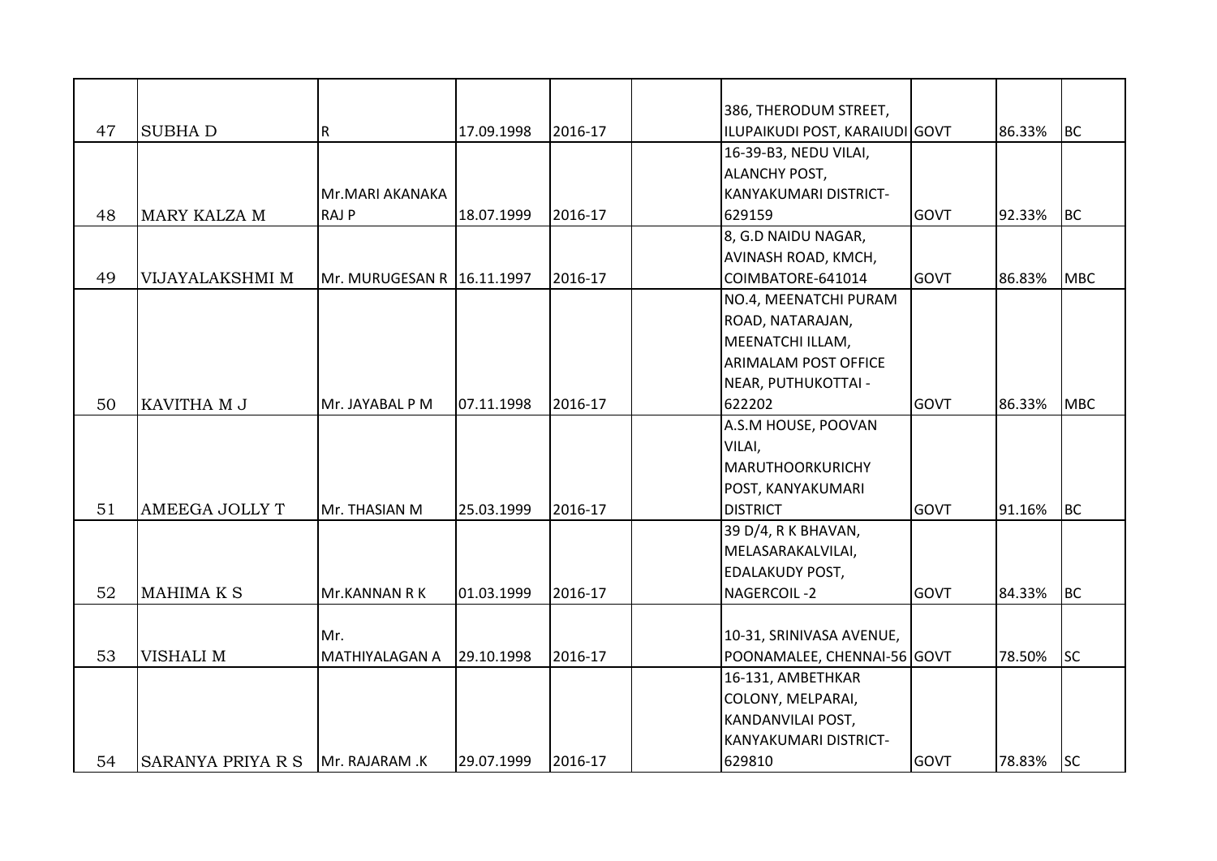| | | | | | | | | | |
|---|---|---|---|---|---|---|---|---|---|
| 47 | SUBHA D | R | 17.09.1998 | 2016-17 | | 386, THERODUM STREET, ILUPAIKUDI POST, KARAIUDI | GOVT | 86.33% | BC |
| 48 | MARY KALZA M | Mr.MARI AKANAKA RAJ P | 18.07.1999 | 2016-17 | | 16-39-B3, NEDU VILAI, ALANCHY POST, KANYAKUMARI DISTRICT-629159 | GOVT | 92.33% | BC |
| 49 | VIJAYALAKSHMI M | Mr. MURUGESAN R | 16.11.1997 | 2016-17 | | 8, G.D NAIDU NAGAR, AVINASH ROAD, KMCH, COIMBATORE-641014 | GOVT | 86.83% | MBC |
| 50 | KAVITHA M J | Mr. JAYABAL P M | 07.11.1998 | 2016-17 | | NO.4, MEENATCHI PURAM ROAD, NATARAJAN, MEENATCHI ILLAM, ARIMALAM POST OFFICE NEAR, PUTHUKOTTAI - 622202 | GOVT | 86.33% | MBC |
| 51 | AMEEGA JOLLY T | Mr. THASIAN M | 25.03.1999 | 2016-17 | | A.S.M HOUSE, POOVAN VILAI, MARUTHOORKURICHY POST, KANYAKUMARI DISTRICT | GOVT | 91.16% | BC |
| 52 | MAHIMA K S | Mr.KANNAN R K | 01.03.1999 | 2016-17 | | 39 D/4, R K BHAVAN, MELASARAKALVILAI, EDALAKUDY POST, NAGERCOIL -2 | GOVT | 84.33% | BC |
| 53 | VISHALI M | Mr. MATHIYALAGAN A | 29.10.1998 | 2016-17 | | 10-31, SRINIVASA AVENUE, POONAMALEE, CHENNAI-56 | GOVT | 78.50% | SC |
| 54 | SARANYA PRIYA R S | Mr. RAJARAM .K | 29.07.1999 | 2016-17 | | 16-131, AMBETHKAR COLONY, MELPARAI, KANDANVILAI POST, KANYAKUMARI DISTRICT-629810 | GOVT | 78.83% | SC |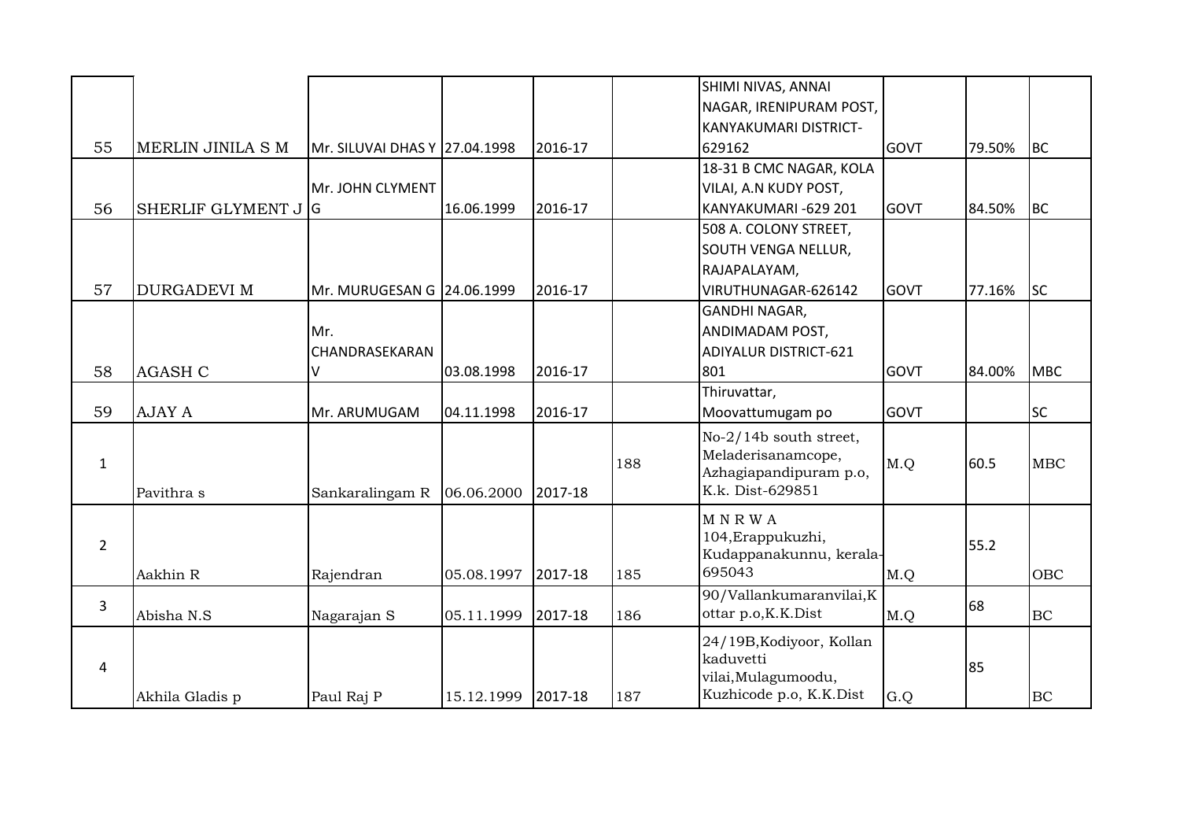| | | | | | | | | | |
|---|---|---|---|---|---|---|---|---|---|
| 55 | MERLIN JINILA S M | Mr. SILUVAI DHAS Y | 27.04.1998 | 2016-17 | | SHIMI NIVAS, ANNAI NAGAR, IRENIPURAM POST, KANYAKUMARI DISTRICT-629162 | GOVT | 79.50% | BC |
| 56 | SHERLIF GLYMENT J G | Mr. JOHN CLYMENT | 16.06.1999 | 2016-17 | | 18-31 B CMC NAGAR, KOLA VILAI, A.N KUDY POST, KANYAKUMARI -629 201 | GOVT | 84.50% | BC |
| 57 | DURGADEVI M | Mr. MURUGESAN G | 24.06.1999 | 2016-17 | | 508 A. COLONY STREET, SOUTH VENGA NELLUR, RAJAPALAYAM, VIRUTHUNAGAR-626142 | GOVT | 77.16% | SC |
| 58 | AGASH C | Mr. CHANDRASEKARAN V | 03.08.1998 | 2016-17 | | GANDHI NAGAR, ANDIMADAM POST, ADIYALUR DISTRICT-621 801 | GOVT | 84.00% | MBC |
| 59 | AJAY A | Mr. ARUMUGAM | 04.11.1998 | 2016-17 | | Thiruvattar, Moovattumugam po | GOVT | | SC |
| 1 | Pavithra s | Sankaralingam R | 06.06.2000 | 2017-18 | 188 | No-2/14b south street, Meladerisanamcope, Azhagiapandipuram p.o, K.k. Dist-629851 | M.Q | 60.5 | MBC |
| 2 | Aakhin R | Rajendran | 05.08.1997 | 2017-18 | 185 | M N R W A 104,Erappukuzhi, Kudappanakunnu, kerala-695043 | M.Q | 55.2 | OBC |
| 3 | Abisha N.S | Nagarajan S | 05.11.1999 | 2017-18 | 186 | 90/Vallankumaranvilai,Kottar p.o,K.K.Dist | M.Q | 68 | BC |
| 4 | Akhila Gladis p | Paul Raj P | 15.12.1999 | 2017-18 | 187 | 24/19B,Kodiyoor, Kollan kaduvetti vilai,Mulagumoodu, Kuzhicode p.o, K.K.Dist | G.Q | 85 | BC |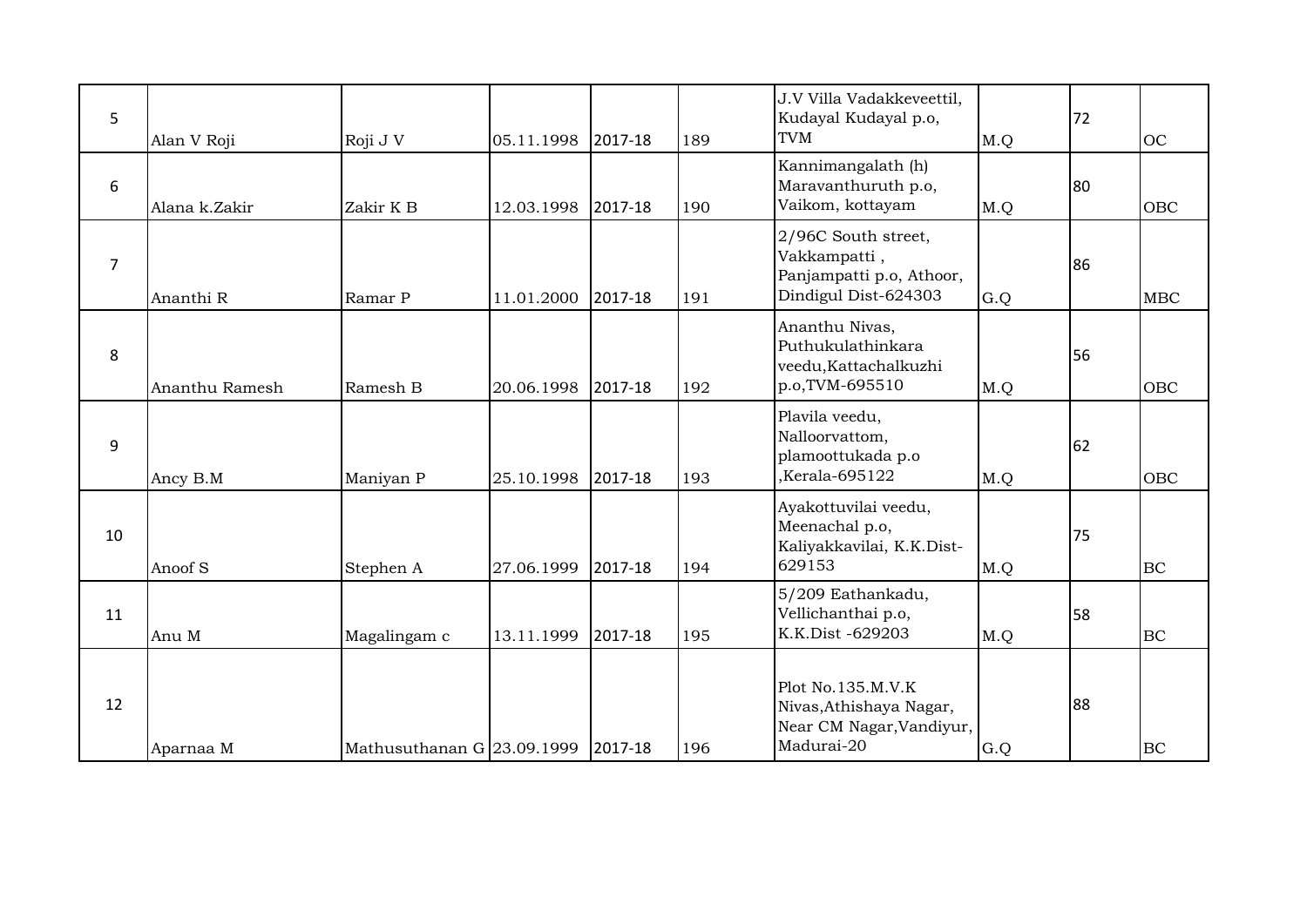| 5 | Alan V Roji | Roji J V | 05.11.1998 | 2017-18 | 189 | J.V Villa Vadakkeveettil, Kudayal Kudayal p.o, TVM | M.Q | 72 | OC |
|---|---|---|---|---|---|---|---|---|---|
| 6 | Alana k.Zakir | Zakir K B | 12.03.1998 | 2017-18 | 190 | Kannimangalath (h) Maravanthuruth p.o, Vaikom, kottayam | M.Q | 80 | OBC |
| 7 | Ananthi R | Ramar P | 11.01.2000 | 2017-18 | 191 | 2/96C South street, Vakkampatti , Panjampatti p.o, Athoor, Dindigul Dist-624303 | G.Q | 86 | MBC |
| 8 | Ananthu Ramesh | Ramesh B | 20.06.1998 | 2017-18 | 192 | Ananthu Nivas, Puthukulathinkara veedu,Kattachalkuzhi p.o,TVM-695510 | M.Q | 56 | OBC |
| 9 | Ancy B.M | Maniyan P | 25.10.1998 | 2017-18 | 193 | Plavila veedu, Nalloorvattom, plamoottukada p.o ,Kerala-695122 | M.Q | 62 | OBC |
| 10 | Anoof S | Stephen A | 27.06.1999 | 2017-18 | 194 | Ayakottuvilai veedu, Meenachal p.o, Kaliyakkavilai, K.K.Dist-629153 | M.Q | 75 | BC |
| 11 | Anu M | Magalingam c | 13.11.1999 | 2017-18 | 195 | 5/209 Eathankadu, Vellichanthai p.o, K.K.Dist -629203 | M.Q | 58 | BC |
| 12 | Aparnaa M | Mathusuthanan G | 23.09.1999 | 2017-18 | 196 | Plot No.135.M.V.K Nivas,Athishaya Nagar, Near CM Nagar,Vandiyur, Madurai-20 | G.Q | 88 | BC |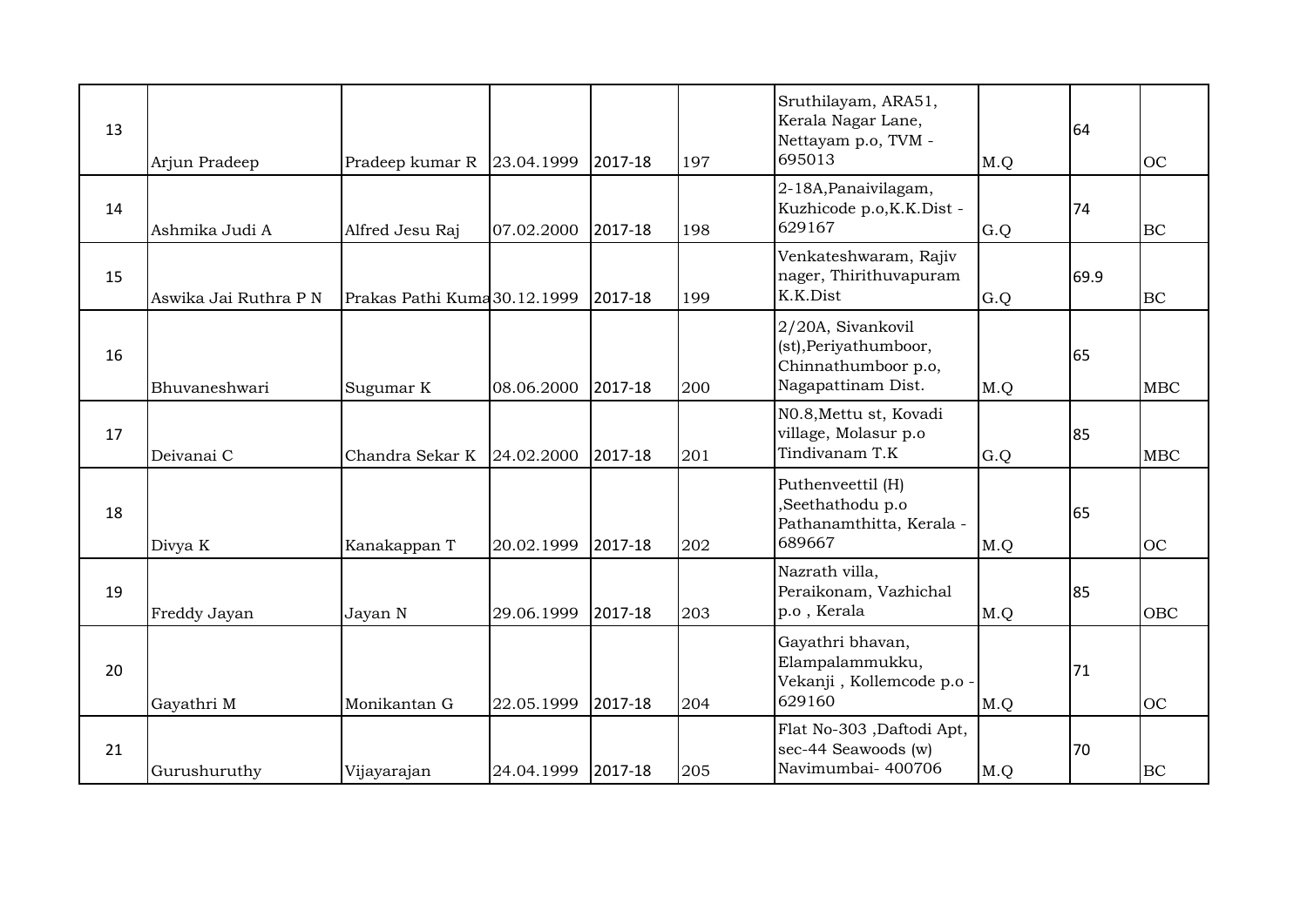| 13 | Arjun Pradeep | Pradeep kumar R | 23.04.1999 | 2017-18 | 197 | Sruthilayam, ARA51, Kerala Nagar Lane, Nettayam p.o, TVM - 695013 | M.Q | 64 | OC |
|---|---|---|---|---|---|---|---|---|---|
| 14 | Ashmika Judi A | Alfred Jesu Raj | 07.02.2000 | 2017-18 | 198 | 2-18A,Panaivilagam, Kuzhicode p.o,K.K.Dist - 629167 | G.Q | 74 | BC |
| 15 | Aswika Jai Ruthra P N | Prakas Pathi Kuma | 30.12.1999 | 2017-18 | 199 | Venkateshwaram, Rajiv nager, Thirithuvapuram K.K.Dist | G.Q | 69.9 | BC |
| 16 | Bhuvaneshwari | Sugumar K | 08.06.2000 | 2017-18 | 200 | 2/20A, Sivankovil (st),Periyathumboor, Chinnathumboor p.o, Nagapattinam Dist. | M.Q | 65 | MBC |
| 17 | Deivanai C | Chandra Sekar K | 24.02.2000 | 2017-18 | 201 | N0.8,Mettu st, Kovadi village, Molasur p.o Tindivanam T.K | G.Q | 85 | MBC |
| 18 | Divya K | Kanakappan T | 20.02.1999 | 2017-18 | 202 | Puthenveettil (H) ,Seethathodu p.o Pathanamthitta, Kerala - 689667 | M.Q | 65 | OC |
| 19 | Freddy Jayan | Jayan N | 29.06.1999 | 2017-18 | 203 | Nazrath villa, Peraikonam, Vazhichal p.o , Kerala | M.Q | 85 | OBC |
| 20 | Gayathri M | Monikantan G | 22.05.1999 | 2017-18 | 204 | Gayathri bhavan, Elampalammukku, Vekanji , Kollemcode p.o - 629160 | M.Q | 71 | OC |
| 21 | Gurushuruthy | Vijayarajan | 24.04.1999 | 2017-18 | 205 | Flat No-303 ,Daftodi Apt, sec-44 Seawoods (w) Navimumbai- 400706 | M.Q | 70 | BC |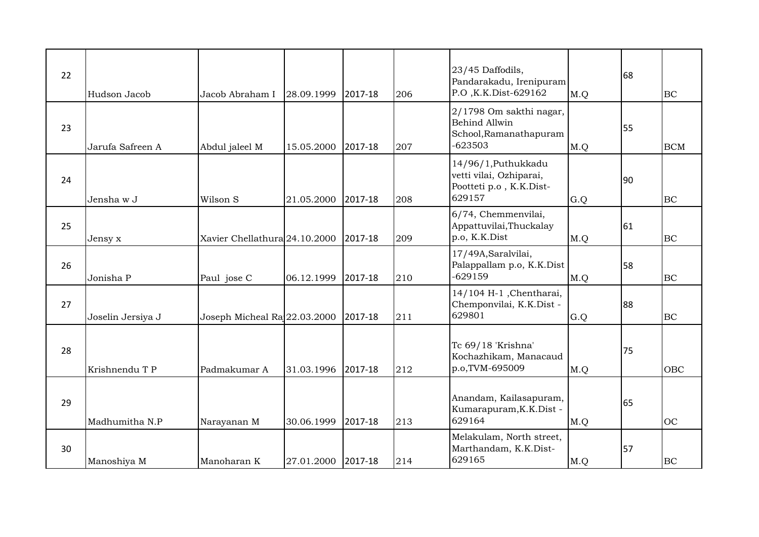| 22 | Hudson Jacob | Jacob Abraham I | 28.09.1999 | 2017-18 | 206 | 23/45 Daffodils, Pandarakadu, Irenipuram P.O ,K.K.Dist-629162 | M.Q | 68 | BC |
|---|---|---|---|---|---|---|---|---|---|
| 23 | Jarufa Safreen A | Abdul jaleel M | 15.05.2000 | 2017-18 | 207 | 2/1798 Om sakthi nagar, Behind Allwin School,Ramanathapuram -623503 | M.Q | 55 | BCM |
| 24 | Jensha w J | Wilson S | 21.05.2000 | 2017-18 | 208 | 14/96/1,Puthukkadu vetti vilai, Ozhiparai, Pootteti p.o , K.K.Dist-629157 | G.Q | 90 | BC |
| 25 | Jensy x | Xavier Chellathura | 24.10.2000 | 2017-18 | 209 | 6/74, Chemmenvilai, Appattuvilai,Thuckalay p.o, K.K.Dist | M.Q | 61 | BC |
| 26 | Jonisha P | Paul jose C | 06.12.1999 | 2017-18 | 210 | 17/49A,Saralvilai, Palappallam p.o, K.K.Dist -629159 | M.Q | 58 | BC |
| 27 | Joselin Jersiya J | Joseph Micheal Ra | 22.03.2000 | 2017-18 | 211 | 14/104 H-1 ,Chentharai, Chemponvilai, K.K.Dist - 629801 | G.Q | 88 | BC |
| 28 | Krishnendu T P | Padmakumar A | 31.03.1996 | 2017-18 | 212 | Tc 69/18 'Krishna' Kochazhikam, Manacaud p.o,TVM-695009 | M.Q | 75 | OBC |
| 29 | Madhumitha N.P | Narayanan M | 30.06.1999 | 2017-18 | 213 | Anandam, Kailasapuram, Kumarapuram,K.K.Dist - 629164 | M.Q | 65 | OC |
| 30 | Manoshiya M | Manoharan K | 27.01.2000 | 2017-18 | 214 | Melakulam, North street, Marthandam, K.K.Dist-629165 | M.Q | 57 | BC |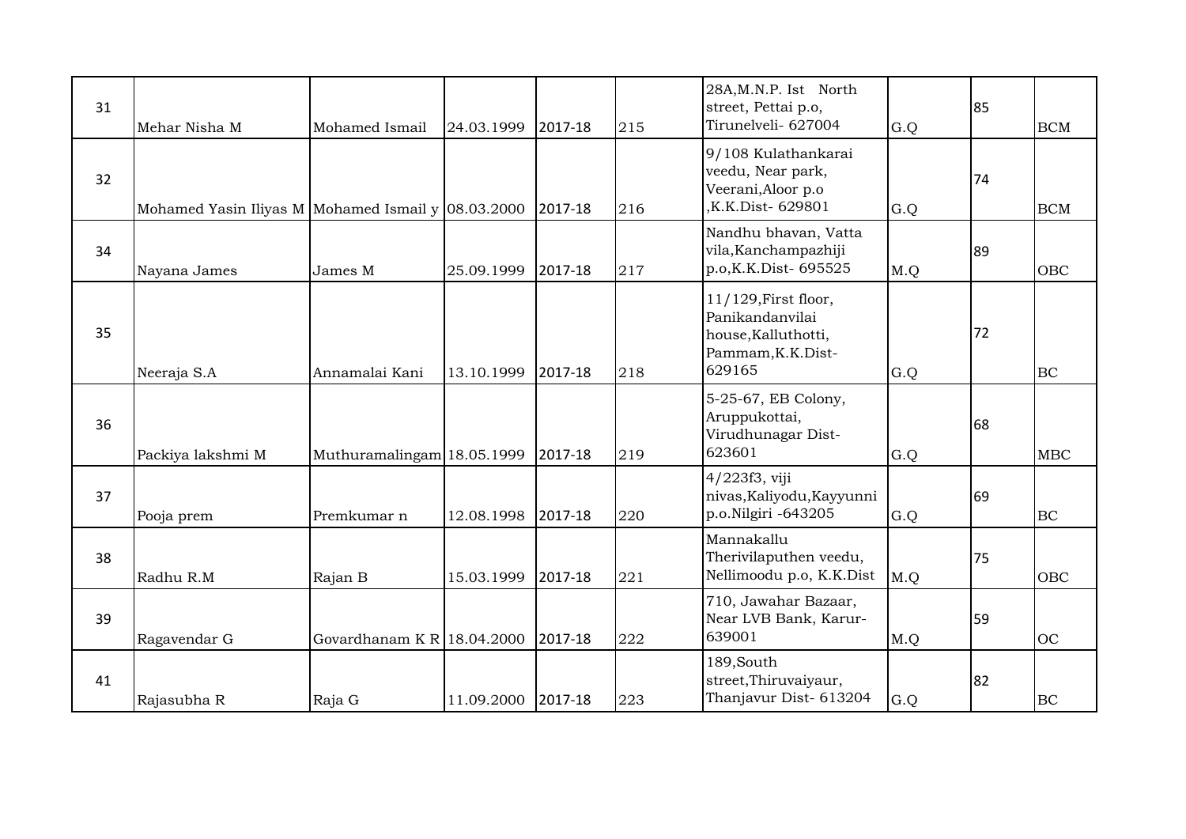| | | | | | | | | | |
|---|---|---|---|---|---|---|---|---|---|
| 31 | Mehar Nisha M | Mohamed Ismail | 24.03.1999 | 2017-18 | 215 | 28A,M.N.P. Ist North street, Pettai p.o, Tirunelveli- 627004 | G.Q | 85 | BCM |
| 32 | Mohamed Yasin Iliyas M | Mohamed Ismail y | 08.03.2000 | 2017-18 | 216 | 9/108 Kulathankarai veedu, Near park, Veerani,Aloor p.o ,K.K.Dist- 629801 | G.Q | 74 | BCM |
| 34 | Nayana James | James M | 25.09.1999 | 2017-18 | 217 | Nandhu bhavan, Vatta vila,Kanchampazhiji p.o,K.K.Dist- 695525 | M.Q | 89 | OBC |
| 35 | Neeraja S.A | Annamalai Kani | 13.10.1999 | 2017-18 | 218 | 11/129,First floor, Panikandanvilai house,Kalluthotti, Pammam,K.K.Dist- 629165 | G.Q | 72 | BC |
| 36 | Packiya lakshmi M | Muthuramalingam | 18.05.1999 | 2017-18 | 219 | 5-25-67, EB Colony, Aruppukottai, Virudhunagar Dist- 623601 | G.Q | 68 | MBC |
| 37 | Pooja prem | Premkumar n | 12.08.1998 | 2017-18 | 220 | 4/223f3, viji nivas,Kaliyodu,Kayyunni p.o.Nilgiri -643205 | G.Q | 69 | BC |
| 38 | Radhu R.M | Rajan B | 15.03.1999 | 2017-18 | 221 | Mannakallu Therivilaputhen veedu, Nellimoodu p.o, K.K.Dist | M.Q | 75 | OBC |
| 39 | Ragavendar G | Govardhanam K R | 18.04.2000 | 2017-18 | 222 | 710, Jawahar Bazaar, Near LVB Bank, Karur- 639001 | M.Q | 59 | OC |
| 41 | Rajasubha R | Raja G | 11.09.2000 | 2017-18 | 223 | 189,South street,Thiruvaiyaur, Thanjavur Dist- 613204 | G.Q | 82 | BC |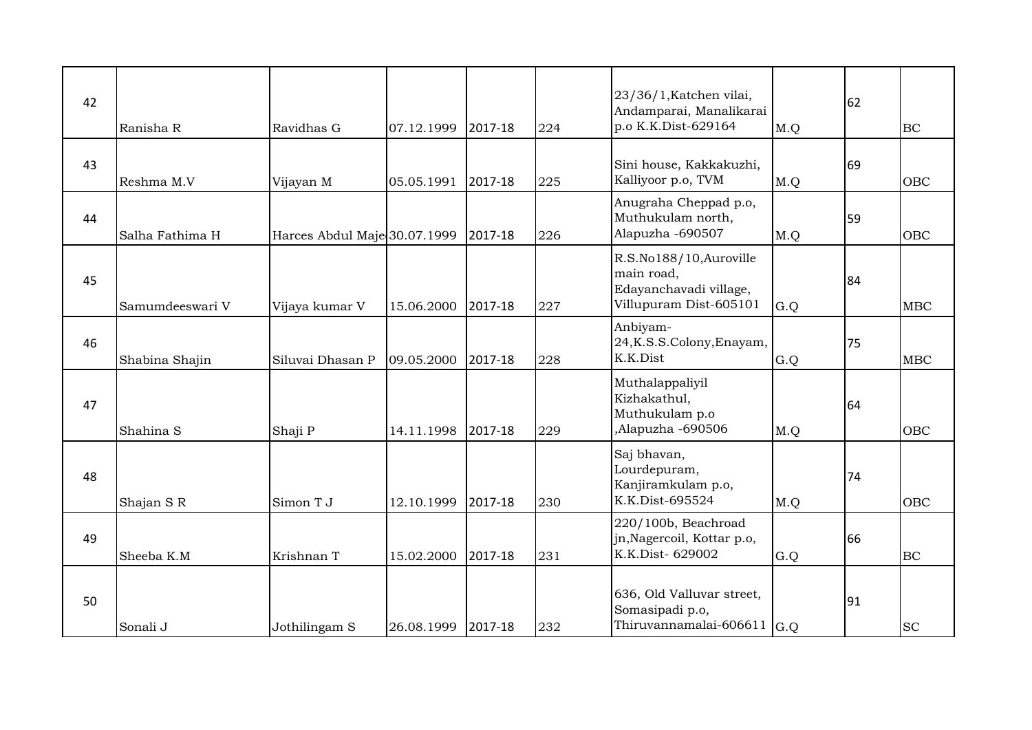| 42 | Ranisha R | Ravidhas G | 07.12.1999 | 2017-18 | 224 | 23/36/1,Katchen vilai, Andamparai, Manalikarai p.o K.K.Dist-629164 | M.Q | 62 | BC |
|---|---|---|---|---|---|---|---|---|---|
| 43 | Reshma M.V | Vijayan M | 05.05.1991 | 2017-18 | 225 | Sini house, Kakkakuzhi, Kalliyoor p.o, TVM | M.Q | 69 | OBC |
| 44 | Salha Fathima H | Harces Abdul Maje | 30.07.1999 | 2017-18 | 226 | Anugraha Cheppad p.o, Muthukulam north, Alapuzha -690507 | M.Q | 59 | OBC |
| 45 | Samumdeeswari V | Vijaya kumar V | 15.06.2000 | 2017-18 | 227 | R.S.No188/10,Auroville main road, Edayanchavadi village, Villupuram Dist-605101 | G.Q | 84 | MBC |
| 46 | Shabina Shajin | Siluvai Dhasan P | 09.05.2000 | 2017-18 | 228 | Anbiyam-24,K.S.S.Colony,Enayam, K.K.Dist | G.Q | 75 | MBC |
| 47 | Shahina S | Shaji P | 14.11.1998 | 2017-18 | 229 | Muthalappaliyil Kizhakathul, Muthukulam p.o ,Alapuzha -690506 | M.Q | 64 | OBC |
| 48 | Shajan S R | Simon T J | 12.10.1999 | 2017-18 | 230 | Saj bhavan, Lourdepuram, Kanjiramkulam p.o, K.K.Dist-695524 | M.Q | 74 | OBC |
| 49 | Sheeba K.M | Krishnan T | 15.02.2000 | 2017-18 | 231 | 220/100b, Beachroad jn,Nagercoil, Kottar p.o, K.K.Dist- 629002 | G.Q | 66 | BC |
| 50 | Sonali J | Jothilingam S | 26.08.1999 | 2017-18 | 232 | 636, Old Valluvar street, Somasipadi p.o, Thiruvannamalai-606611 | G.Q | 91 | SC |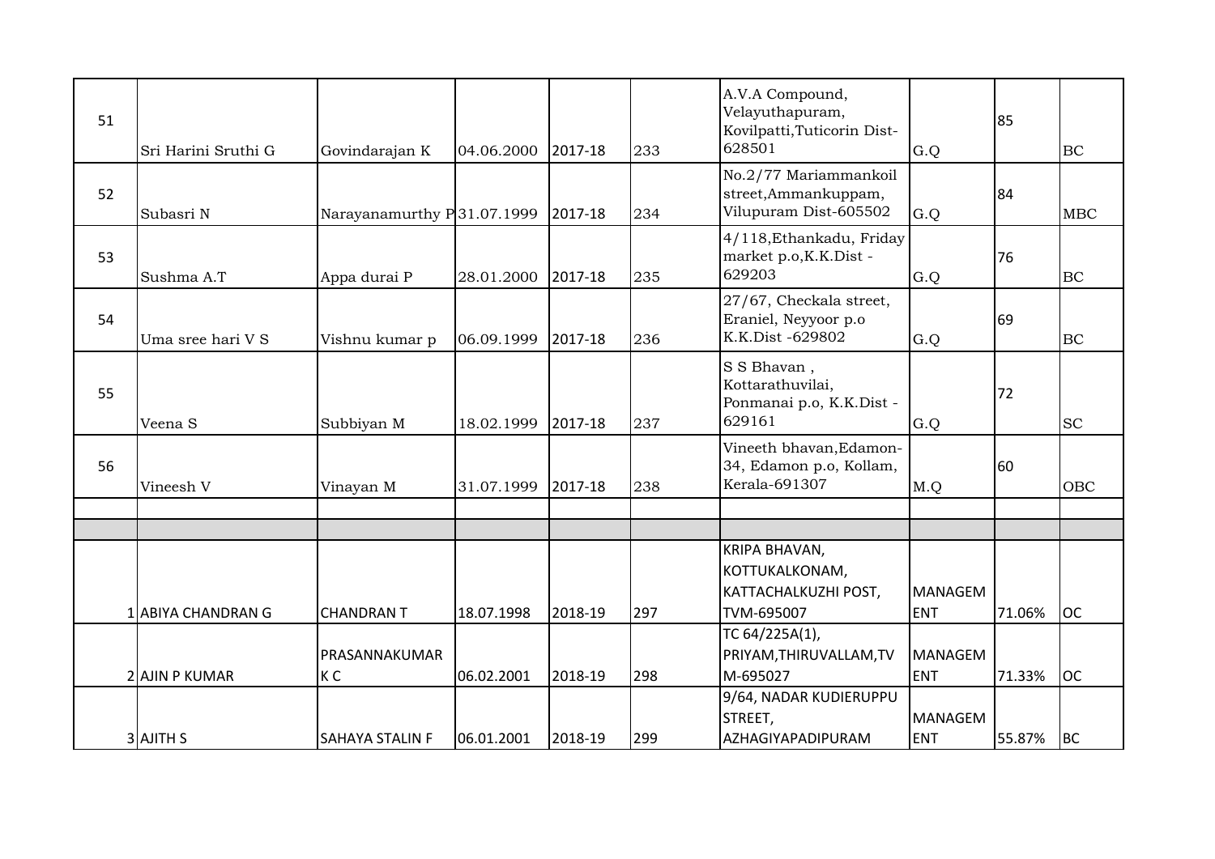| | | | | | | | | | |
|---|---|---|---|---|---|---|---|---|---|
| 51 | Sri Harini Sruthi G | Govindarajan K | 04.06.2000 | 2017-18 | 233 | A.V.A Compound, Velayuthapuram, Kovilpatti,Tuticorin Dist-628501 | G.Q | 85 | BC |
| 52 | Subasri N | Narayanamurthy P | 31.07.1999 | 2017-18 | 234 | No.2/77 Mariammankoil street,Ammankuppam, Vilupuram Dist-605502 | G.Q | 84 | MBC |
| 53 | Sushma A.T | Appa durai P | 28.01.2000 | 2017-18 | 235 | 4/118,Ethankadu, Friday market p.o,K.K.Dist - 629203 | G.Q | 76 | BC |
| 54 | Uma sree hari V S | Vishnu kumar p | 06.09.1999 | 2017-18 | 236 | 27/67, Checkala street, Eraniel, Neyyoor p.o K.K.Dist -629802 | G.Q | 69 | BC |
| 55 | Veena S | Subbiyan M | 18.02.1999 | 2017-18 | 237 | S S Bhavan , Kottarathuvilai, Ponmanai p.o, K.K.Dist - 629161 | G.Q | 72 | SC |
| 56 | Vineesh V | Vinayan M | 31.07.1999 | 2017-18 | 238 | Vineeth bhavan,Edamon-34, Edamon p.o, Kollam, Kerala-691307 | M.Q | 60 | OBC |
| | | | | | | | | | |
| | | | | | | | | | |
| | 1 ABIYA CHANDRAN G | CHANDRAN T | 18.07.1998 | 2018-19 | 297 | KRIPA BHAVAN, KOTTUKALKONAM, KATTACHALKUZHI POST, TVM-695007 | MANAGEMENT | 71.06% | OC |
| | 2 AJIN P KUMAR | PRASANNAKUMAR K C | 06.02.2001 | 2018-19 | 298 | TC 64/225A(1), PRIYAM,THIRUVALLAM,TVM-695027 | MANAGEMENT | 71.33% | OC |
| | 3 AJITH S | SAHAYA STALIN F | 06.01.2001 | 2018-19 | 299 | 9/64, NADAR KUDIERUPPU STREET, AZHAGIYAPADIPURAM | MANAGEMENT | 55.87% | BC |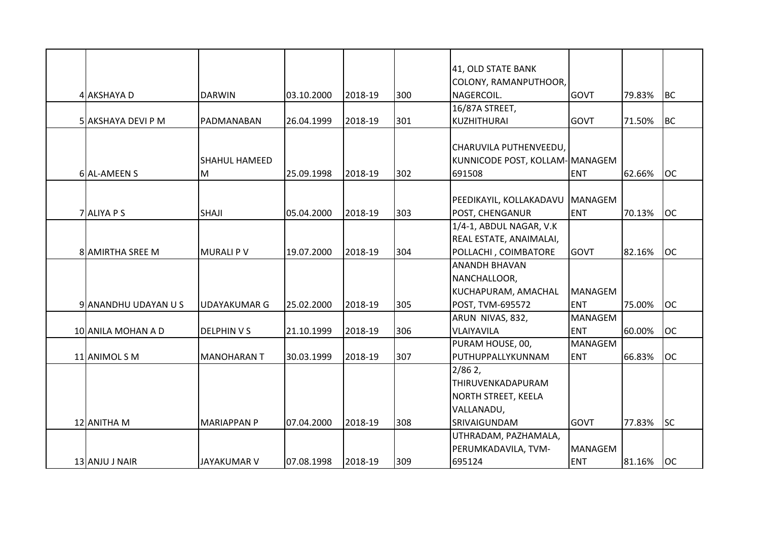| 4 | AKSHAYA D | DARWIN | 03.10.2000 | 2018-19 | 300 | 41, OLD STATE BANK COLONY, RAMANPUTHOOR, NAGERCOIL. | GOVT | 79.83% | BC |
|---|---|---|---|---|---|---|---|---|---|
| 5 | AKSHAYA DEVI P M | PADMANABAN | 26.04.1999 | 2018-19 | 301 | 16/87A STREET, KUZHITHURAI | GOVT | 71.50% | BC |
| 6 | AL-AMEEN S | SHAHUL HAMEED M | 25.09.1998 | 2018-19 | 302 | CHARUVILA PUTHENVEEDU, KUNNICODE POST, KOLLAM-691508 | MANAGEMENT | 62.66% | OC |
| 7 | ALIYA P S | SHAJI | 05.04.2000 | 2018-19 | 303 | PEEDIKAYIL, KOLLAKADAVU POST, CHENGANUR | MANAGEMENT | 70.13% | OC |
| 8 | AMIRTHA SREE M | MURALI P V | 19.07.2000 | 2018-19 | 304 | 1/4-1, ABDUL NAGAR, V.K REAL ESTATE, ANAIMALAI, POLLACHI , COIMBATORE | GOVT | 82.16% | OC |
| 9 | ANANDHU UDAYAN U S | UDAYAKUMAR G | 25.02.2000 | 2018-19 | 305 | ANANDH BHAVAN NANCHALLOOR, KUCHAPURAM, AMACHAL POST, TVM-695572 | MANAGEMENT | 75.00% | OC |
| 10 | ANILA MOHAN A D | DELPHIN V S | 21.10.1999 | 2018-19 | 306 | ARUN NIVAS, 832, VLAIYAVILA | MANAGEMENT | 60.00% | OC |
| 11 | ANIMOL S M | MANOHARAN T | 30.03.1999 | 2018-19 | 307 | PURAM HOUSE, 00, PUTHUPPALLYKUNNAM | MANAGEMENT | 66.83% | OC |
| 12 | ANITHA M | MARIAPPAN P | 07.04.2000 | 2018-19 | 308 | 2/86 2, THIRUVENKADAPURAM NORTH STREET, KEELA VALLANADU, SRIVAIGUNDAM | GOVT | 77.83% | SC |
| 13 | ANJU J NAIR | JAYAKUMAR V | 07.08.1998 | 2018-19 | 309 | UTHRADAM, PAZHAMALA, PERUMKADAVILA, TVM-695124 | MANAGEMENT | 81.16% | OC |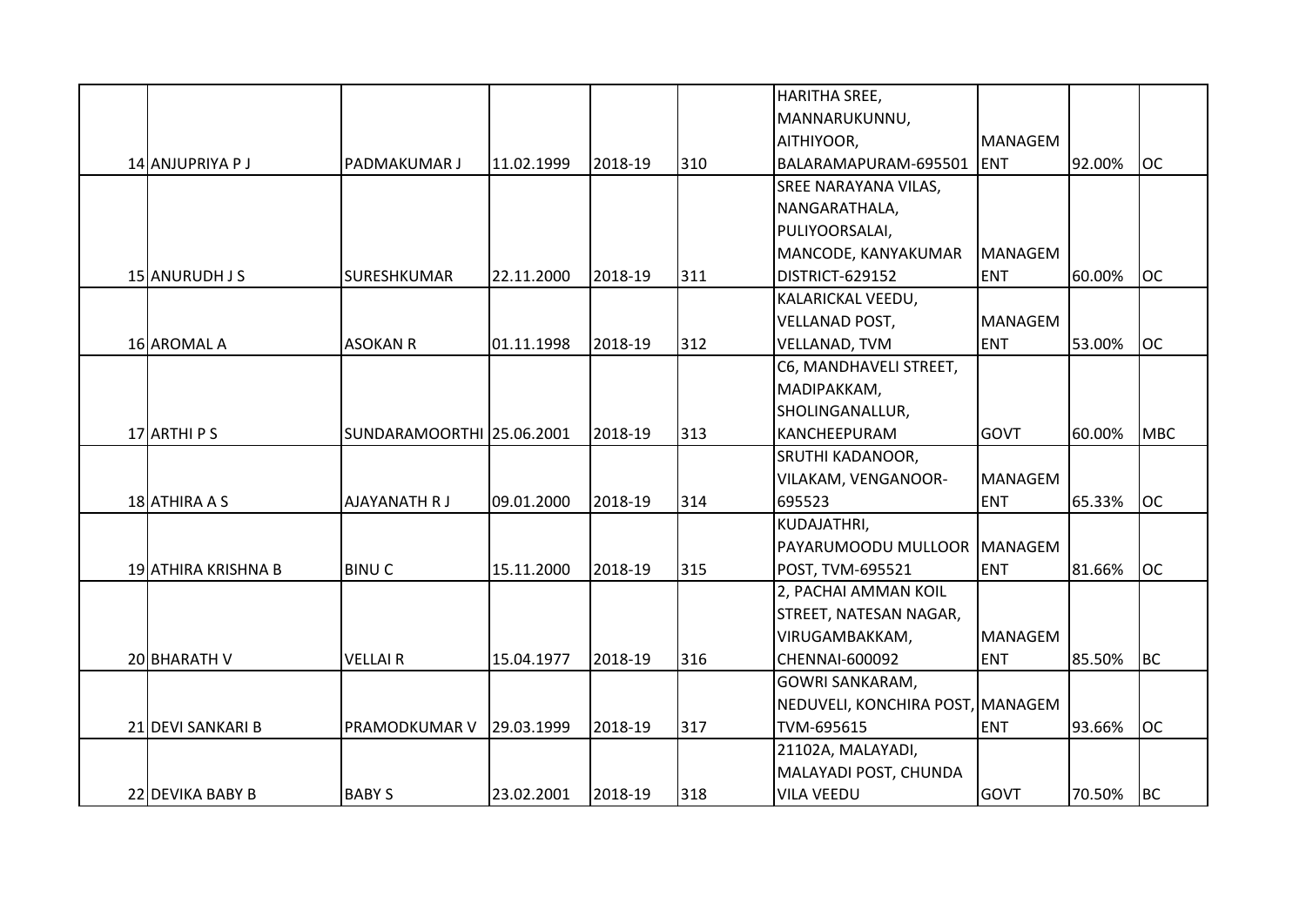| | | | | | | | | |
|---|---|---|---|---|---|---|---|---|
| 14 | ANJUPRIYA P J | PADMAKUMAR J | 11.02.1999 | 2018-19 | 310 | HARITHA SREE, MANNARUKUNNU, AITHIYOOR, BALARAMAPURAM-695501 | MANAGEMENT | 92.00% | OC |
| 15 | ANURUDH J S | SURESHKUMAR | 22.11.2000 | 2018-19 | 311 | SREE NARAYANA VILAS, NANGARATHALA, PULIYOORSALAI, MANCODE, KANYAKUMAR DISTRICT-629152 | MANAGEMENT | 60.00% | OC |
| 16 | AROMAL A | ASOKAN R | 01.11.1998 | 2018-19 | 312 | KALARICKAL VEEDU, VELLANAD POST, VELLANAD, TVM | MANAGEMENT | 53.00% | OC |
| 17 | ARTHI P S | SUNDARAMOORTHI | 25.06.2001 | 2018-19 | 313 | C6, MANDHAVELI STREET, MADIPAKKAM, SHOLINGANALLUR, KANCHEEPURAM | GOVT | 60.00% | MBC |
| 18 | ATHIRA A S | AJAYANATH R J | 09.01.2000 | 2018-19 | 314 | SRUTHI KADANOOR, VILAKAM, VENGANOOR-695523 | MANAGEMENT | 65.33% | OC |
| 19 | ATHIRA KRISHNA B | BINU C | 15.11.2000 | 2018-19 | 315 | KUDAJATHRI, PAYARUMOODU MULLOOR POST, TVM-695521 | MANAGEMENT | 81.66% | OC |
| 20 | BHARATH V | VELLAI R | 15.04.1977 | 2018-19 | 316 | 2, PACHAI AMMAN KOIL STREET, NATESAN NAGAR, VIRUGAMBAKKAM, CHENNAI-600092 | MANAGEMENT | 85.50% | BC |
| 21 | DEVI SANKARI B | PRAMODKUMAR V | 29.03.1999 | 2018-19 | 317 | GOWRI SANKARAM, NEDUVELI, KONCHIRA POST, TVM-695615 | MANAGEMENT | 93.66% | OC |
| 22 | DEVIKA BABY B | BABY S | 23.02.2001 | 2018-19 | 318 | 21102A, MALAYADI, MALAYADI POST, CHUNDA VILA VEEDU | GOVT | 70.50% | BC |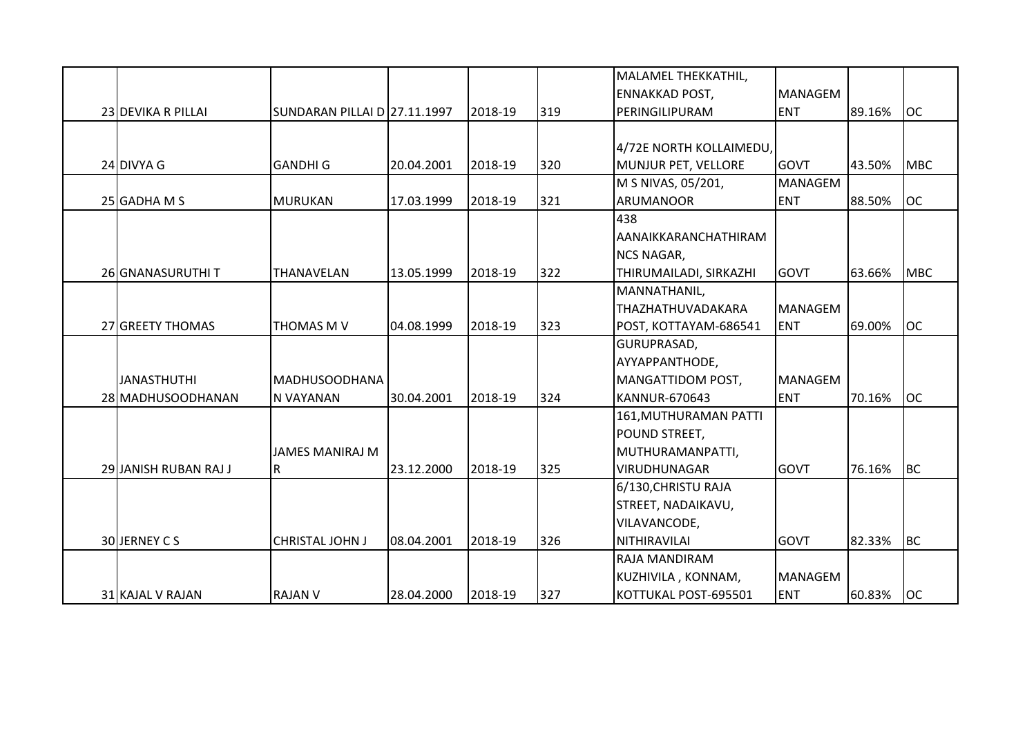| | | | | | | | | |
|---|---|---|---|---|---|---|---|---|
| 23 | DEVIKA R PILLAI | SUNDARAN PILLAI D | 27.11.1997 | 2018-19 | 319 | MALAMEL THEKKATHIL, ENNAKKAD POST, PERINGILIPURAM | MANAGEMENT | 89.16% | OC |
| 24 | DIVYA G | GANDHI G | 20.04.2001 | 2018-19 | 320 | 4/72E NORTH KOLLAIMEDU, MUNJUR PET, VELLORE | GOVT | 43.50% | MBC |
| 25 | GADHA M S | MURUKAN | 17.03.1999 | 2018-19 | 321 | M S NIVAS, 05/201, ARUMANOOR | MANAGEMENT | 88.50% | OC |
| 26 | GNANASURUTHI T | THANAVELAN | 13.05.1999 | 2018-19 | 322 | 438 AANAIKKARANCHATHIRAM NCS NAGAR, THIRUMAILADI, SIRKAZHI | GOVT | 63.66% | MBC |
| 27 | GREETY THOMAS | THOMAS M V | 04.08.1999 | 2018-19 | 323 | MANNATHANIL, THAZHATHUVADAKARA POST, KOTTAYAM-686541 | MANAGEMENT | 69.00% | OC |
| 28 | JANASTHUTHI MADHUSOODHANAN | MADHUSOODHANAN VAYANAN | 30.04.2001 | 2018-19 | 324 | GURUPRASAD, AYYAPPANTHODE, MANGATTIDOM POST, KANNUR-670643 | MANAGEMENT | 70.16% | OC |
| 29 | JANISH RUBAN RAJ J | JAMES MANIRAJ M R | 23.12.2000 | 2018-19 | 325 | 161,MUTHURAMAN PATTI POUND STREET, MUTHURAMANPATTI, VIRUDHUNAGAR | GOVT | 76.16% | BC |
| 30 | JERNEY C S | CHRISTAL JOHN J | 08.04.2001 | 2018-19 | 326 | 6/130,CHRISTU RAJA STREET, NADAIKAVU, VILAVANCODE, NITHIRAVILAI | GOVT | 82.33% | BC |
| 31 | KAJAL V RAJAN | RAJAN V | 28.04.2000 | 2018-19 | 327 | RAJA MANDIRAM KUZHIVILA , KONNAM, KOTTUKAL POST-695501 | MANAGEMENT | 60.83% | OC |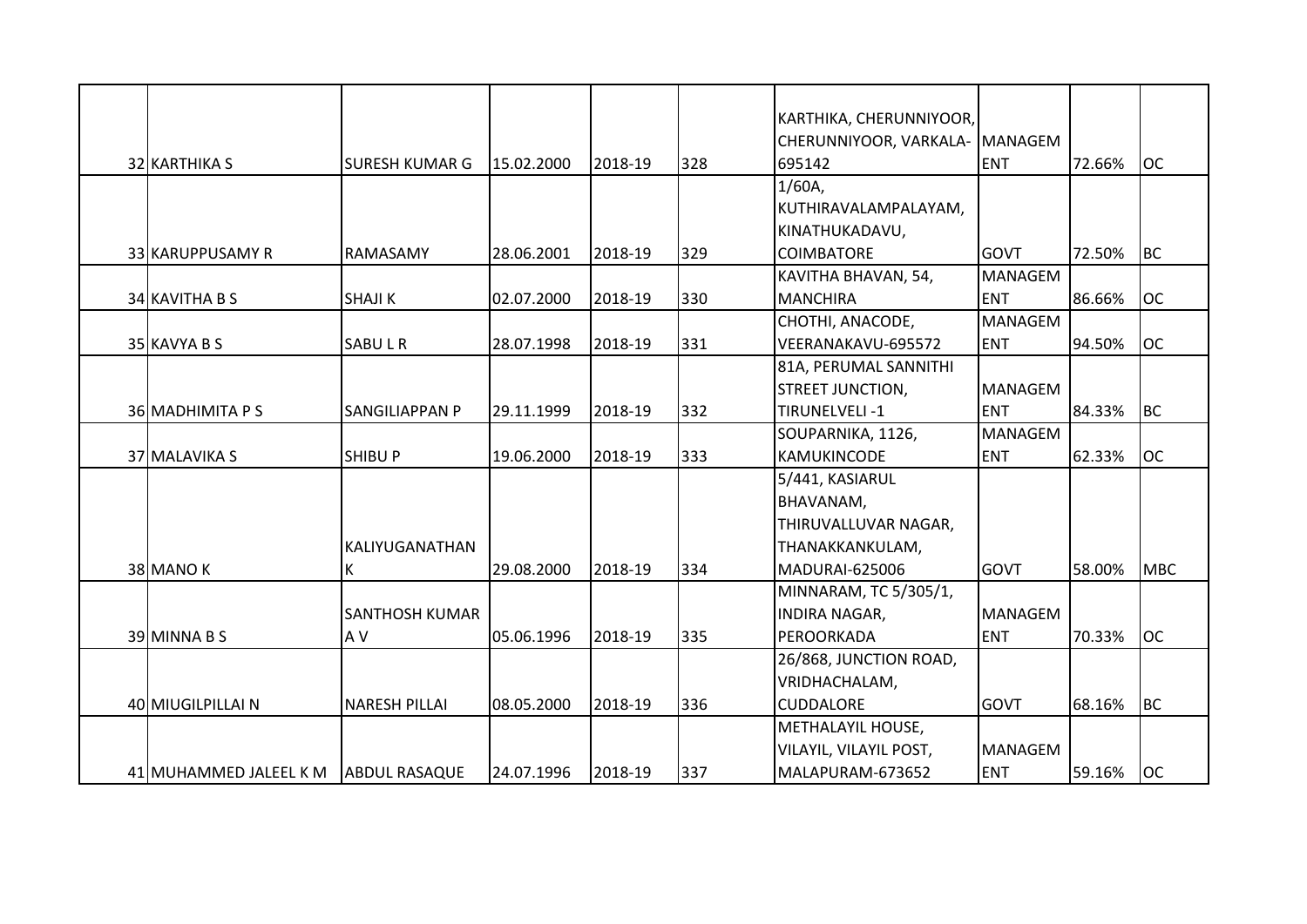| | | | | | | | | | |
|---|---|---|---|---|---|---|---|---|---|
| 32 | KARTHIKA S | SURESH KUMAR G | 15.02.2000 | 2018-19 | 328 | KARTHIKA, CHERUNNIYOOR, CHERUNNIYOOR, VARKALA-695142 | MANAGEMENT | 72.66% | OC |
| 33 | KARUPPUSAMY R | RAMASAMY | 28.06.2001 | 2018-19 | 329 | 1/60A, KUTHIRAVALAMPALAYAM, KINATHUKADAVU, COIMBATORE | GOVT | 72.50% | BC |
| 34 | KAVITHA B S | SHAJI K | 02.07.2000 | 2018-19 | 330 | KAVITHA BHAVAN, 54, MANCHIRA | MANAGEMENT | 86.66% | OC |
| 35 | KAVYA B S | SABU L R | 28.07.1998 | 2018-19 | 331 | CHOTHI, ANACODE, VEERANAKAVU-695572 | MANAGEMENT | 94.50% | OC |
| 36 | MADHIMITA P S | SANGILIAPPAN P | 29.11.1999 | 2018-19 | 332 | 81A, PERUMAL SANNITHI STREET JUNCTION, TIRUNELVELI -1 | MANAGEMENT | 84.33% | BC |
| 37 | MALAVIKA S | SHIBU P | 19.06.2000 | 2018-19 | 333 | SOUPARNIKA, 1126, KAMUKINCODE | MANAGEMENT | 62.33% | OC |
| 38 | MANO K | KALIYUGANATHAN K | 29.08.2000 | 2018-19 | 334 | 5/441, KASIARUL BHAVANAM, THIRUVALLUVAR NAGAR, THANAKKANKULAM, MADURAI-625006 | GOVT | 58.00% | MBC |
| 39 | MINNA B S | SANTHOSH KUMAR A V | 05.06.1996 | 2018-19 | 335 | MINNARAM, TC 5/305/1, INDIRA NAGAR, PEROORKADA | MANAGEMENT | 70.33% | OC |
| 40 | MIUGILPILLAI N | NARESH PILLAI | 08.05.2000 | 2018-19 | 336 | 26/868, JUNCTION ROAD, VRIDHACHALAM, CUDDALORE | GOVT | 68.16% | BC |
| 41 | MUHAMMED JALEEL K M | ABDUL RASAQUE | 24.07.1996 | 2018-19 | 337 | METHALAYIL HOUSE, VILAYIL, VILAYIL POST, MALAPURAM-673652 | MANAGEMENT | 59.16% | OC |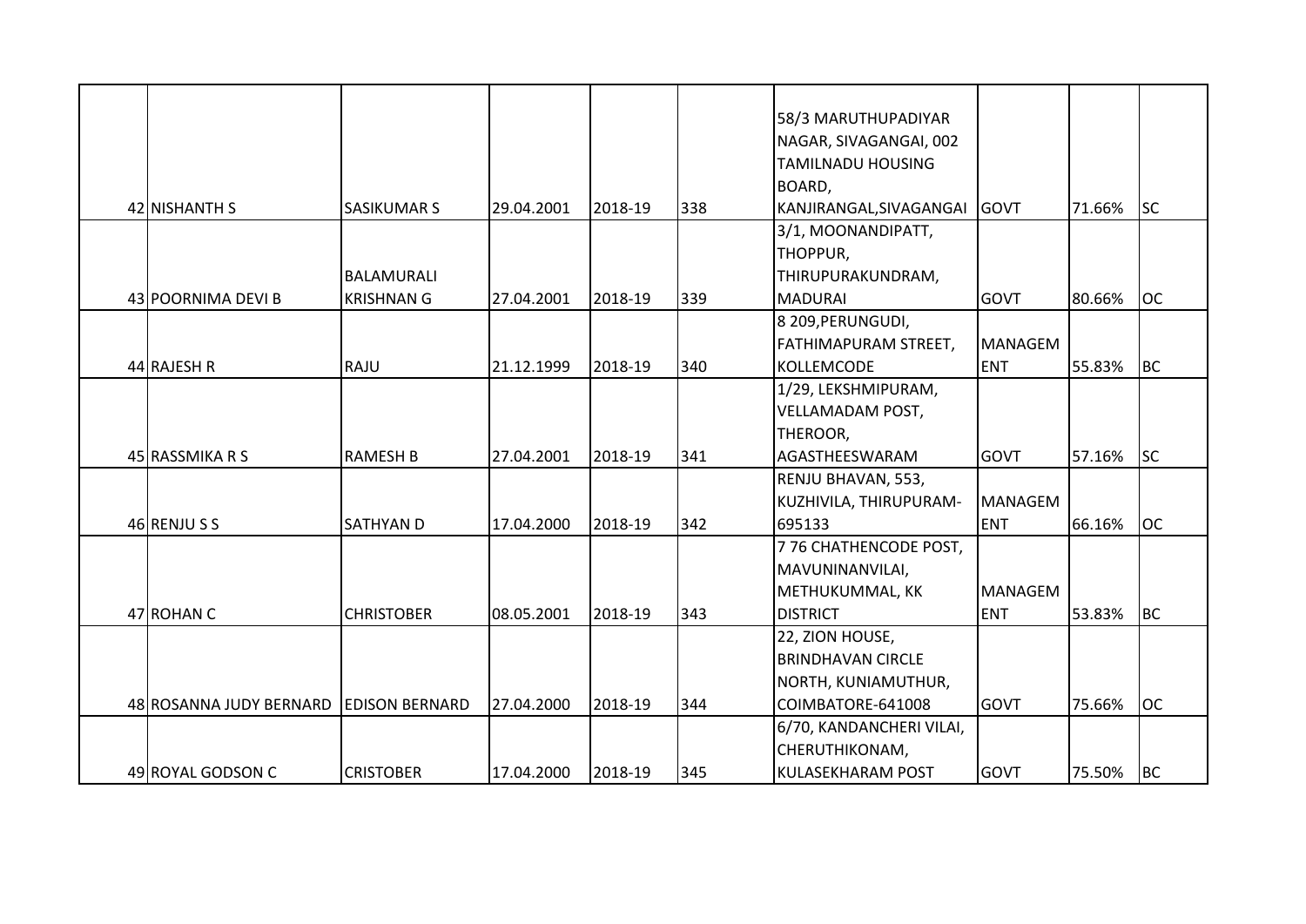| | | | | | | | | |
|---|---|---|---|---|---|---|---|---|
| 42 | NISHANTH S | SASIKUMAR S | 29.04.2001 | 2018-19 | 338 | 58/3 MARUTHUPADIYAR NAGAR, SIVAGANGAI, 002 TAMILNADU HOUSING BOARD, KANJIRANGAL,SIVAGANGAI | GOVT | 71.66% | SC |
| 43 | POORNIMA DEVI B | BALAMURALI KRISHNAN G | 27.04.2001 | 2018-19 | 339 | 3/1, MOONANDIPATT, THOPPUR, THIRUPURAKUNDRAM, MADURAI | GOVT | 80.66% | OC |
| 44 | RAJESH R | RAJU | 21.12.1999 | 2018-19 | 340 | 8 209,PERUNGUDI, FATHIMAPURAM STREET, KOLLEMCODE | MANAGEMENT | 55.83% | BC |
| 45 | RASSMIKA R S | RAMESH B | 27.04.2001 | 2018-19 | 341 | 1/29, LEKSHMIPURAM, VELLAMADAM POST, THEROOR, AGASTHEESWARAM | GOVT | 57.16% | SC |
| 46 | RENJU S S | SATHYAN D | 17.04.2000 | 2018-19 | 342 | RENJU BHAVAN, 553, KUZHIVILA, THIRUPURAM-695133 | MANAGEMENT | 66.16% | OC |
| 47 | ROHAN C | CHRISTOBER | 08.05.2001 | 2018-19 | 343 | 7 76 CHATHENCODE POST, MAVUNINANVILAI, METHUKUMMAL, KK DISTRICT | MANAGEMENT | 53.83% | BC |
| 48 | ROSANNA JUDY BERNARD | EDISON BERNARD | 27.04.2000 | 2018-19 | 344 | 22, ZION HOUSE, BRINDHAVAN CIRCLE NORTH, KUNIAMUTHUR, COIMBATORE-641008 | GOVT | 75.66% | OC |
| 49 | ROYAL GODSON C | CRISTOBER | 17.04.2000 | 2018-19 | 345 | 6/70, KANDANCHERI VILAI, CHERUTHIKONAM, KULASEKHARAM POST | GOVT | 75.50% | BC |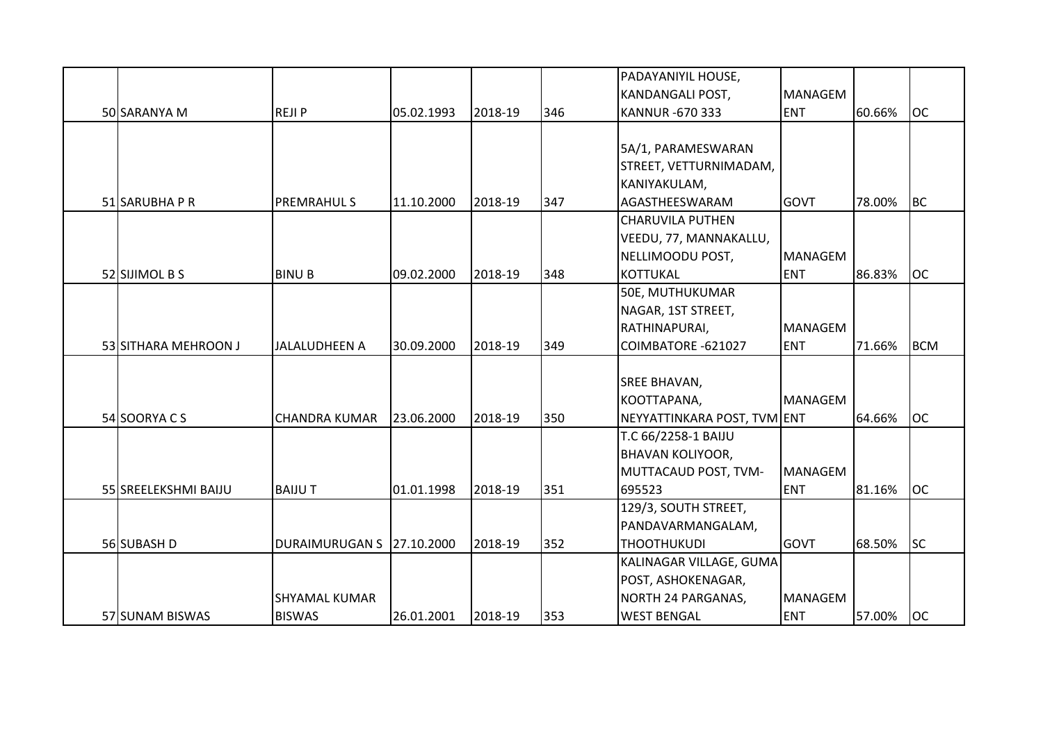| | | | | | | | | | |
|---|---|---|---|---|---|---|---|---|---|
| 50 | SARANYA M | REJI P | 05.02.1993 | 2018-19 | 346 | PADAYANIYIL HOUSE, KANDANGALI POST, KANNUR -670 333 | MANAGEMENT | 60.66% | OC |
| 51 | SARUBHA P R | PREMRAHUL S | 11.10.2000 | 2018-19 | 347 | 5A/1, PARAMESWARAN STREET, VETTURNIMADAM, KANIYAKULAM, AGASTHEESWARAM | GOVT | 78.00% | BC |
| 52 | SIJIMOL B S | BINU B | 09.02.2000 | 2018-19 | 348 | CHARUVILA PUTHEN VEEDU, 77, MANNAKALLU, NELLIMOODU POST, KOTTUKAL | MANAGEMENT | 86.83% | OC |
| 53 | SITHARA MEHROON J | JALALUDHEEN A | 30.09.2000 | 2018-19 | 349 | 50E, MUTHUKUMAR NAGAR, 1ST STREET, RATHINAPURAI, COIMBATORE -621027 | MANAGEMENT | 71.66% | BCM |
| 54 | SOORYA C S | CHANDRA KUMAR | 23.06.2000 | 2018-19 | 350 | SREE BHAVAN, KOOTTAPANA, NEYYATTINKARA POST, TVM | MANAGEMENT | 64.66% | OC |
| 55 | SREELEKSHMI BAIJU | BAIJU T | 01.01.1998 | 2018-19 | 351 | T.C 66/2258-1 BAIJU BHAVAN KOLIYOOR, MUTTACAUD POST, TVM-695523 | MANAGEMENT | 81.16% | OC |
| 56 | SUBASH D | DURAIMURUGAN S | 27.10.2000 | 2018-19 | 352 | 129/3, SOUTH STREET, PANDAVARMANGALAM, THOOTHUKUDI | GOVT | 68.50% | SC |
| 57 | SUNAM BISWAS | SHYAMAL KUMAR BISWAS | 26.01.2001 | 2018-19 | 353 | KALINAGAR VILLAGE, GUMA POST, ASHOKENAGAR, NORTH 24 PARGANAS, WEST BENGAL | MANAGEMENT | 57.00% | OC |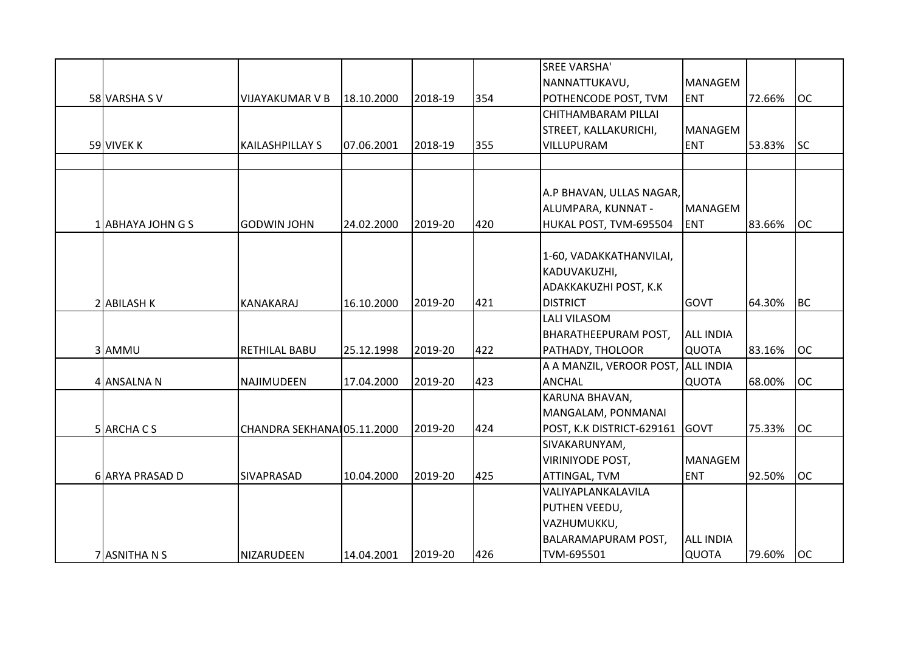| | | | | | | | | | |
|---|---|---|---|---|---|---|---|---|---|
| 58 | VARSHA S V | VIJAYAKUMAR V B | 18.10.2000 | 2018-19 | 354 | SREE VARSHA' NANNATTUKAVU, POTHENCODE POST, TVM | MANAGEMENT | 72.66% | OC |
| 59 | VIVEK K | KAILASHPILLAY S | 07.06.2001 | 2018-19 | 355 | CHITHAMBARAM PILLAI STREET, KALLAKURICHI, VILLUPURAM | MANAGEMENT | 53.83% | SC |
| | | | | | | | | | |
| 1 | ABHAYA JOHN G S | GODWIN JOHN | 24.02.2000 | 2019-20 | 420 | A.P BHAVAN, ULLAS NAGAR, ALUMPARA, KUNNAT - HUKAL POST, TVM-695504 | MANAGEMENT | 83.66% | OC |
| 2 | ABILASH K | KANAKARAJ | 16.10.2000 | 2019-20 | 421 | 1-60, VADAKKATHANVILAI, KADUVAKUZHI, ADAKKAKUZHI POST, K.K DISTRICT | GOVT | 64.30% | BC |
| 3 | AMMU | RETHILAL BABU | 25.12.1998 | 2019-20 | 422 | LALI VILASOM BHARATHEEPURAM POST, PATHADY, THOLOOR | ALL INDIA QUOTA | 83.16% | OC |
| 4 | ANSALNA N | NAJIMUDEEN | 17.04.2000 | 2019-20 | 423 | A A MANZIL, VEROOR POST, ANCHAL | ALL INDIA QUOTA | 68.00% | OC |
| 5 | ARCHA C S | CHANDRA SEKHANA | 05.11.2000 | 2019-20 | 424 | KARUNA BHAVAN, MANGALAM, PONMANAI POST, K.K DISTRICT-629161 | GOVT | 75.33% | OC |
| 6 | ARYA PRASAD D | SIVAPRASAD | 10.04.2000 | 2019-20 | 425 | SIVAKARUNYAM, VIRINIYODE POST, ATTINGAL, TVM | MANAGEMENT | 92.50% | OC |
| 7 | ASNITHA N S | NIZARUDEEN | 14.04.2001 | 2019-20 | 426 | VALIYAPLANKALAVILA PUTHEN VEEDU, VAZHUMUKKU, BALARAMAPURAM POST, TVM-695501 | ALL INDIA QUOTA | 79.60% | OC |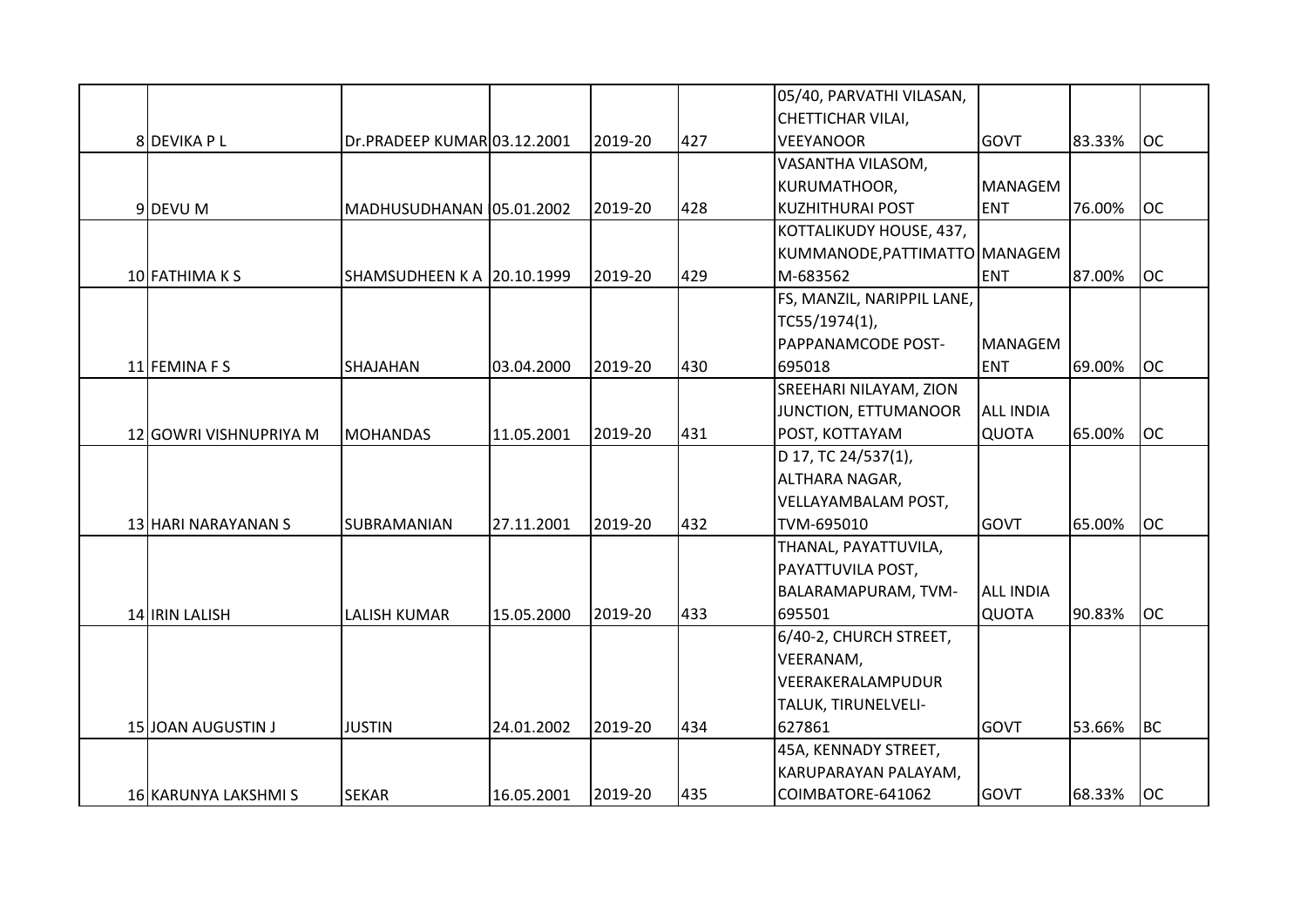| | | | | | | | | |
|---|---|---|---|---|---|---|---|---|
| 8 | DEVIKA P L | Dr.PRADEEP KUMAR | 03.12.2001 | 2019-20 | 427 | 05/40, PARVATHI VILASAN, CHETTICHAR VILAI, VEEYANOOR | GOVT | 83.33% | OC |
| 9 | DEVU M | MADHUSUDHANAN | 05.01.2002 | 2019-20 | 428 | VASANTHA VILASOM, KURUMATHOOR, KUZHITHURAI POST | MANAGEMENT | 76.00% | OC |
| 10 | FATHIMA K S | SHAMSUDHEEN K A | 20.10.1999 | 2019-20 | 429 | KOTTALIKUDY HOUSE, 437, KUMMANODE,PATTIMATTOM-683562 | MANAGEMENT | 87.00% | OC |
| 11 | FEMINA F S | SHAJAHAN | 03.04.2000 | 2019-20 | 430 | FS, MANZIL, NARIPPIL LANE, TC55/1974(1), PAPPANAMCODE POST-695018 | MANAGEMENT | 69.00% | OC |
| 12 | GOWRI VISHNUPRIYA M | MOHANDAS | 11.05.2001 | 2019-20 | 431 | SREEHARI NILAYAM, ZION JUNCTION, ETTUMANOOR POST, KOTTAYAM | ALL INDIA QUOTA | 65.00% | OC |
| 13 | HARI NARAYANAN S | SUBRAMANIAN | 27.11.2001 | 2019-20 | 432 | D 17, TC 24/537(1), ALTHARA NAGAR, VELLAYAMBALAM POST, TVM-695010 | GOVT | 65.00% | OC |
| 14 | IRIN LALISH | LALISH KUMAR | 15.05.2000 | 2019-20 | 433 | THANAL, PAYATTUVILA, PAYATTUVILA POST, BALARAMAPURAM, TVM-695501 | ALL INDIA QUOTA | 90.83% | OC |
| 15 | JOAN AUGUSTIN J | JUSTIN | 24.01.2002 | 2019-20 | 434 | 6/40-2, CHURCH STREET, VEERANAM, VEERAKERALAMPUDUR TALUK, TIRUNELVELI-627861 | GOVT | 53.66% | BC |
| 16 | KARUNYA LAKSHMI S | SEKAR | 16.05.2001 | 2019-20 | 435 | 45A, KENNADY STREET, KARUPARAYAN PALAYAM, COIMBATORE-641062 | GOVT | 68.33% | OC |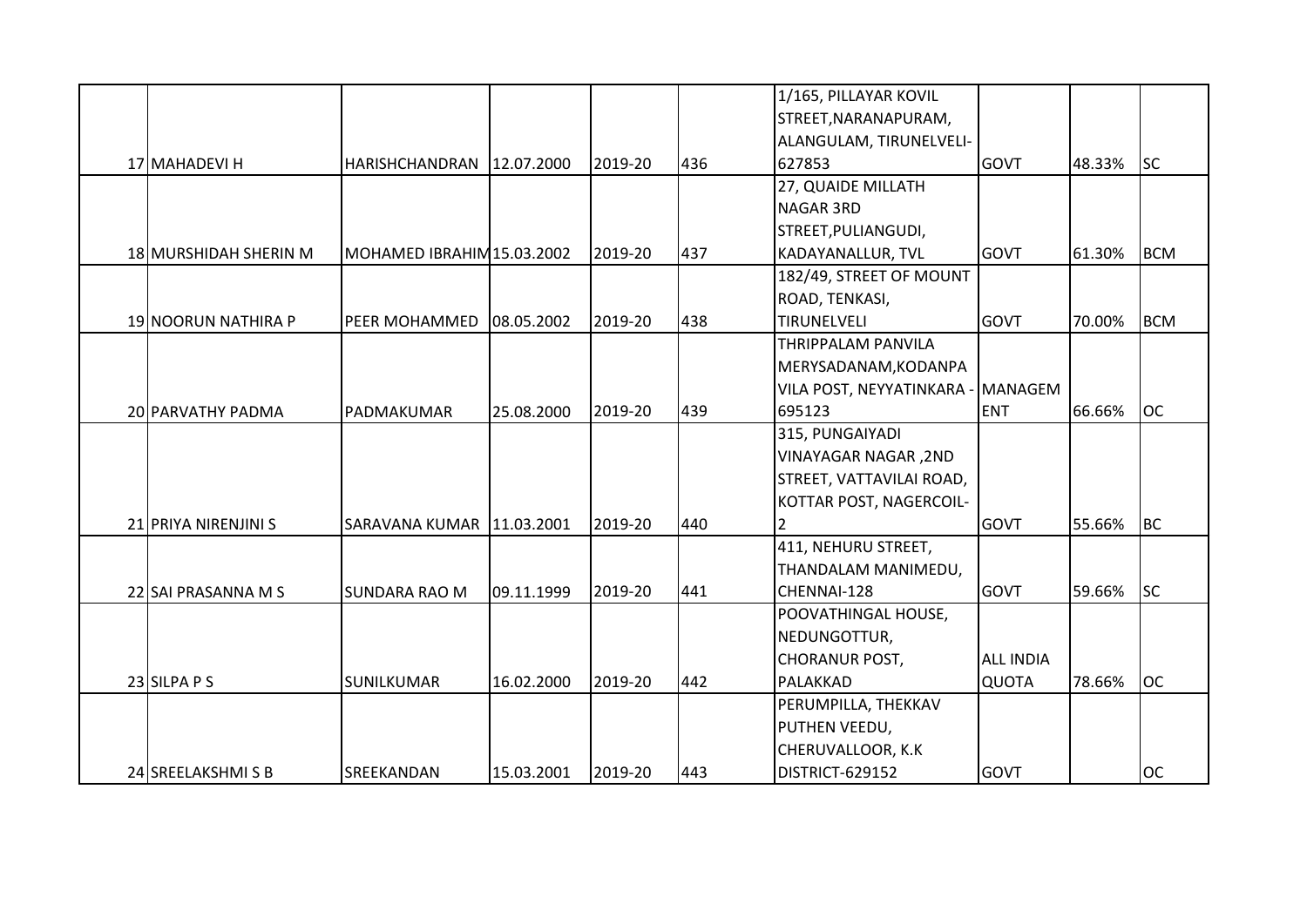| | | | | | | | | |
|---|---|---|---|---|---|---|---|---|
| 17 | MAHADEVI H | HARISHCHANDRAN | 12.07.2000 | 2019-20 | 436 | 1/165, PILLAYAR KOVIL STREET,NARANAPURAM, ALANGULAM, TIRUNELVELI-627853 | GOVT | 48.33% | SC |
| 18 | MURSHIDAH SHERIN M | MOHAMED IBRAHIM | 15.03.2002 | 2019-20 | 437 | 27, QUAIDE MILLATH NAGAR 3RD STREET,PULIANGUDI, KADAYANALLUR, TVL | GOVT | 61.30% | BCM |
| 19 | NOORUN NATHIRA P | PEER MOHAMMED | 08.05.2002 | 2019-20 | 438 | 182/49, STREET OF MOUNT ROAD, TENKASI, TIRUNELVELI | GOVT | 70.00% | BCM |
| 20 | PARVATHY PADMA | PADMAKUMAR | 25.08.2000 | 2019-20 | 439 | THRIPPALAM PANVILA MERYSADANAM,KODANPA VILA POST, NEYYATINKARA - 695123 | MANAGEMENT | 66.66% | OC |
| 21 | PRIYA NIRENJINI S | SARAVANA KUMAR | 11.03.2001 | 2019-20 | 440 | 315, PUNGAIYADI VINAYAGAR NAGAR ,2ND STREET, VATTAVILAI ROAD, KOTTAR POST, NAGERCOIL-2 | GOVT | 55.66% | BC |
| 22 | SAI PRASANNA M S | SUNDARA RAO M | 09.11.1999 | 2019-20 | 441 | 411, NEHURU STREET, THANDALAM MANIMEDU, CHENNAI-128 | GOVT | 59.66% | SC |
| 23 | SILPA P S | SUNILKUMAR | 16.02.2000 | 2019-20 | 442 | POOVATHINGAL HOUSE, NEDUNGOTTUR, CHORANUR POST, PALAKKAD | ALL INDIA QUOTA | 78.66% | OC |
| 24 | SREELAKSHMI S B | SREEKANDAN | 15.03.2001 | 2019-20 | 443 | PERUMPILLA, THEKKAV PUTHEN VEEDU, CHERUVALLOOR, K.K DISTRICT-629152 | GOVT | | OC |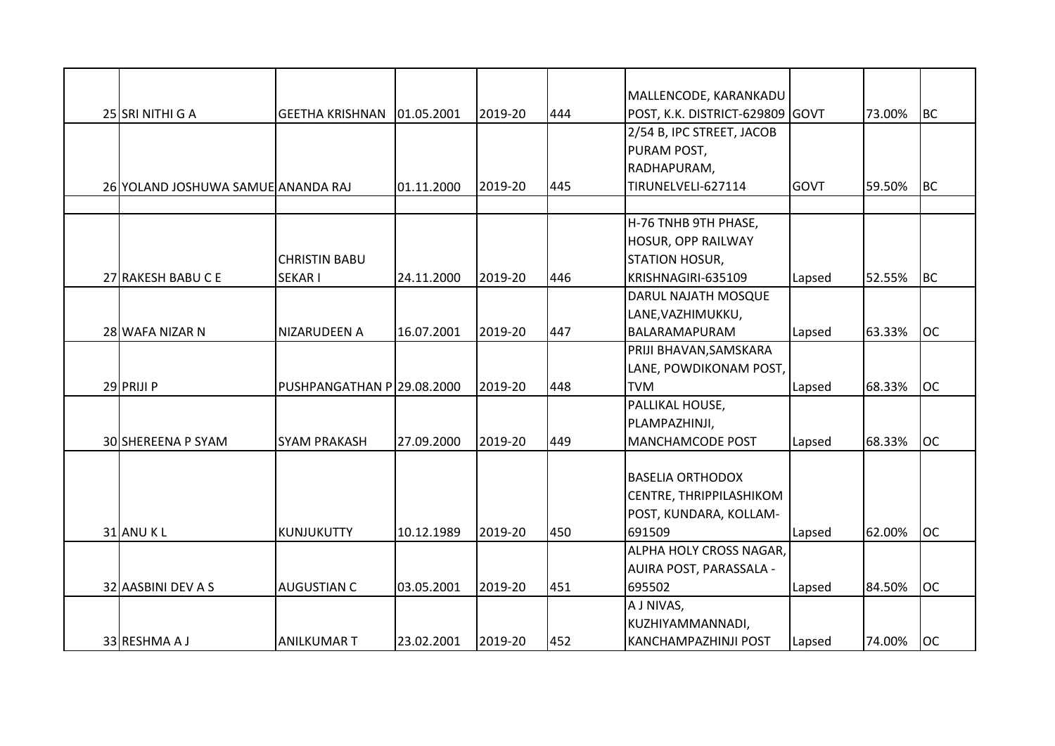| | | | | | | | | |
|---|---|---|---|---|---|---|---|---|
| 25 | SRI NITHI G A | GEETHA KRISHNAN | 01.05.2001 | 2019-20 | 444 | MALLENCODE, KARANKADU POST, K.K. DISTRICT-629809 | GOVT | 73.00% | BC |
| 26 | YOLAND JOSHUWA SAMUE | ANANDA RAJ | 01.11.2000 | 2019-20 | 445 | 2/54 B, IPC STREET, JACOB PURAM POST, RADHAPURAM, TIRUNELVELI-627114 | GOVT | 59.50% | BC |
| | | | | | | | | | |
| 27 | RAKESH BABU C E | CHRISTIN BABU SEKAR I | 24.11.2000 | 2019-20 | 446 | H-76 TNHB 9TH PHASE, HOSUR, OPP RAILWAY STATION HOSUR, KRISHNAGIRI-635109 | Lapsed | 52.55% | BC |
| 28 | WAFA NIZAR N | NIZARUDEEN A | 16.07.2001 | 2019-20 | 447 | DARUL NAJATH MOSQUE LANE,VAZHIMUKKU, BALARAMAPURAM | Lapsed | 63.33% | OC |
| 29 | PRIJI P | PUSHPANGATHAN P | 29.08.2000 | 2019-20 | 448 | PRIJI BHAVAN,SAMSKARA LANE, POWDIKONAM POST, TVM | Lapsed | 68.33% | OC |
| 30 | SHEREENA P SYAM | SYAM PRAKASH | 27.09.2000 | 2019-20 | 449 | PALLIKAL HOUSE, PLAMPAZHINJI, MANCHAMCODE POST | Lapsed | 68.33% | OC |
| 31 | ANU K L | KUNJUKUTTY | 10.12.1989 | 2019-20 | 450 | BASELIA ORTHODOX CENTRE, THRIPPILASHIKOM POST, KUNDARA, KOLLAM-691509 | Lapsed | 62.00% | OC |
| 32 | AASBINI DEV A S | AUGUSTIAN C | 03.05.2001 | 2019-20 | 451 | ALPHA HOLY CROSS NAGAR, AUIRA POST, PARASSALA - 695502 | Lapsed | 84.50% | OC |
| 33 | RESHMA A J | ANILKUMAR T | 23.02.2001 | 2019-20 | 452 | A J NIVAS, KUZHIYAMMANNADI, KANCHAMPAZHINJI POST | Lapsed | 74.00% | OC |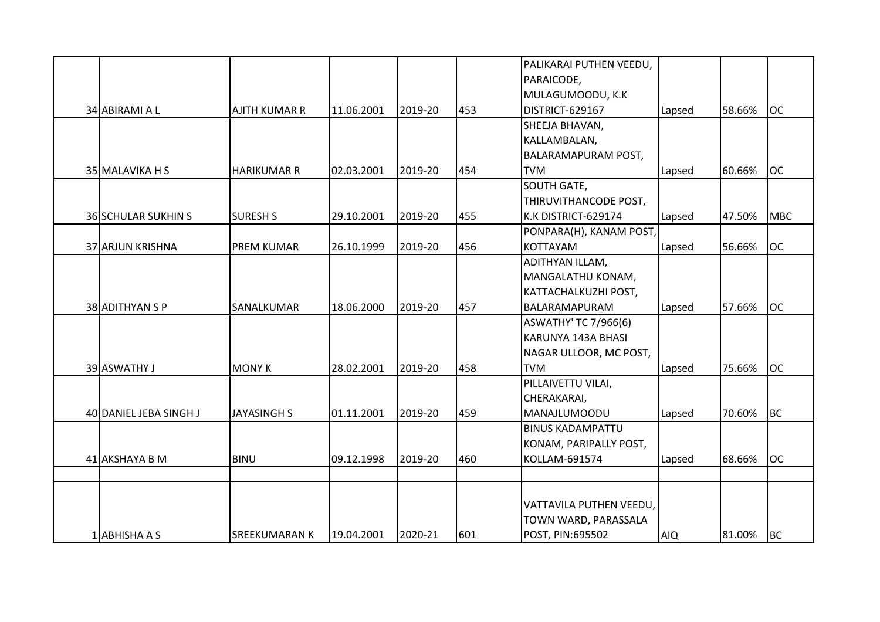| | | | | | | | | | |
|---|---|---|---|---|---|---|---|---|---|
| 34 | ABIRAMI A L | AJITH KUMAR R | 11.06.2001 | 2019-20 | 453 | PALIKARAI PUTHEN VEEDU, PARAICODE, MULAGUMOODU, K.K DISTRICT-629167 | Lapsed | 58.66% | OC |
| 35 | MALAVIKA H S | HARIKUMAR R | 02.03.2001 | 2019-20 | 454 | SHEEJA BHAVAN, KALLAMBALAN, BALARAMAPURAM POST, TVM | Lapsed | 60.66% | OC |
| 36 | SCHULAR SUKHIN S | SURESH S | 29.10.2001 | 2019-20 | 455 | SOUTH GATE, THIRUVITHANCODE POST, K.K DISTRICT-629174 | Lapsed | 47.50% | MBC |
| 37 | ARJUN KRISHNA | PREM KUMAR | 26.10.1999 | 2019-20 | 456 | PONPARA(H), KANAM POST, KOTTAYAM | Lapsed | 56.66% | OC |
| 38 | ADITHYAN S P | SANALKUMAR | 18.06.2000 | 2019-20 | 457 | ADITHYAN ILLAM, MANGALATHU KONAM, KATTACHALKUZHI POST, BALARAMAPURAM | Lapsed | 57.66% | OC |
| 39 | ASWATHY J | MONY K | 28.02.2001 | 2019-20 | 458 | ASWATHY' TC 7/966(6) KARUNYA 143A BHASI NAGAR ULLOOR, MC POST, TVM | Lapsed | 75.66% | OC |
| 40 | DANIEL JEBA SINGH J | JAYASINGH S | 01.11.2001 | 2019-20 | 459 | PILLAIVETTU VILAI, CHERAKARAI, MANAJLUMOODU | Lapsed | 70.60% | BC |
| 41 | AKSHAYA B M | BINU | 09.12.1998 | 2019-20 | 460 | BINUS KADAMPATTU KONAM, PARIPALLY POST, KOLLAM-691574 | Lapsed | 68.66% | OC |
| | | | | | | | | | |
| 1 | ABHISHA A S | SREEKUMARAN K | 19.04.2001 | 2020-21 | 601 | VATTAVILA PUTHEN VEEDU, TOWN WARD, PARASSALA POST, PIN:695502 | AIQ | 81.00% | BC |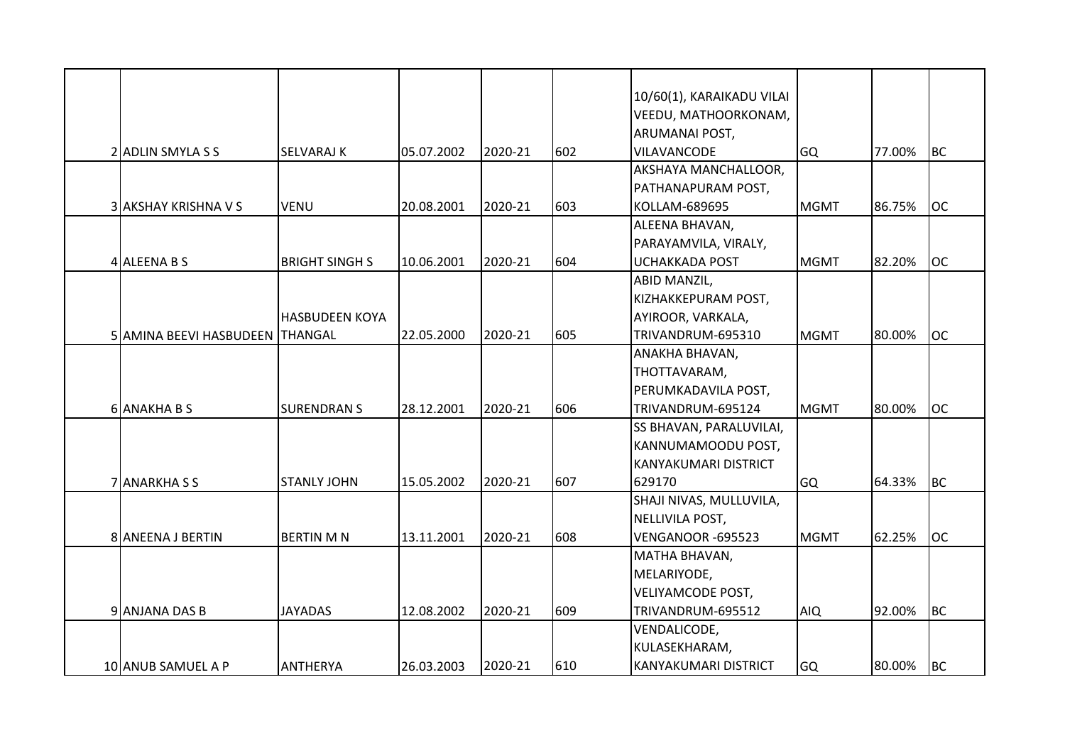| | | | | | | | | | |
|---|---|---|---|---|---|---|---|---|---|
| 2 | ADLIN SMYLA S S | SELVARAJ K | 05.07.2002 | 2020-21 | 602 | 10/60(1), KARAIKADU VILAI VEEDU, MATHOORKONAM, ARUMANAI POST, VILAVANCODE | GQ | 77.00% | BC |
| 3 | AKSHAY KRISHNA V S | VENU | 20.08.2001 | 2020-21 | 603 | AKSHAYA MANCHALLOOR, PATHANAPURAM POST, KOLLAM-689695 | MGMT | 86.75% | OC |
| 4 | ALEENA B S | BRIGHT SINGH S | 10.06.2001 | 2020-21 | 604 | ALEENA BHAVAN, PARAYAMVILA, VIRALY, UCHAKKADA POST | MGMT | 82.20% | OC |
| 5 | AMINA BEEVI HASBUDEEN | HASBUDEEN KOYA THANGAL | 22.05.2000 | 2020-21 | 605 | ABID MANZIL, KIZHAKKEPURAM POST, AYIROOR, VARKALA, TRIVANDRUM-695310 | MGMT | 80.00% | OC |
| 6 | ANAKHA B S | SURENDRAN S | 28.12.2001 | 2020-21 | 606 | ANAKHA BHAVAN, THOTTAVARAM, PERUMKADAVILA POST, TRIVANDRUM-695124 | MGMT | 80.00% | OC |
| 7 | ANARKHA S S | STANLY JOHN | 15.05.2002 | 2020-21 | 607 | SS BHAVAN, PARALUVILAI, KANNUMAMOODU POST, KANYAKUMARI DISTRICT 629170 | GQ | 64.33% | BC |
| 8 | ANEENA J BERTIN | BERTIN M N | 13.11.2001 | 2020-21 | 608 | SHAJI NIVAS, MULLUVILA, NELLIVILA POST, VENGANOOR -695523 | MGMT | 62.25% | OC |
| 9 | ANJANA DAS B | JAYADAS | 12.08.2002 | 2020-21 | 609 | MATHA BHAVAN, MELARIYODE, VELIYAMCODE POST, TRIVANDRUM-695512 | AIQ | 92.00% | BC |
| 10 | ANUB SAMUEL A P | ANTHERYA | 26.03.2003 | 2020-21 | 610 | VENDALICODE, KULASEKHARAM, KANYAKUMARI DISTRICT | GQ | 80.00% | BC |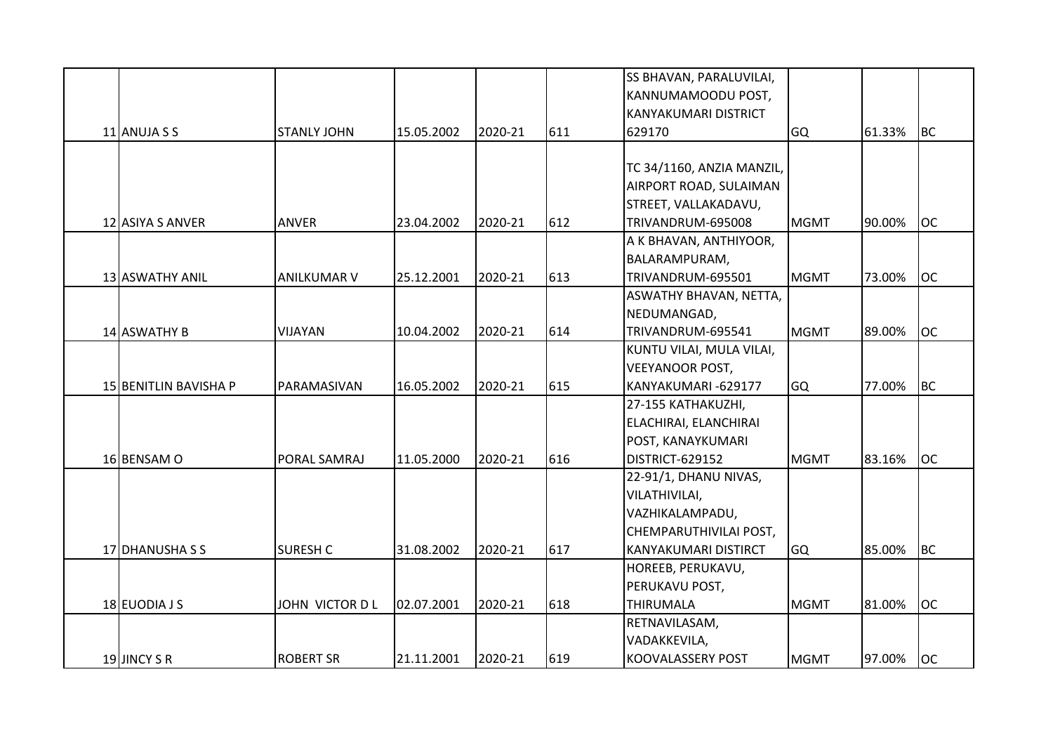| | | | | | | | | |
|---|---|---|---|---|---|---|---|---|
| 11 | ANUJA S S | STANLY JOHN | 15.05.2002 | 2020-21 | 611 | SS BHAVAN, PARALUVILAI, KANNUMAMOODU POST, KANYAKUMARI DISTRICT 629170 | GQ | 61.33% | BC |
| 12 | ASIYA S ANVER | ANVER | 23.04.2002 | 2020-21 | 612 | TC 34/1160, ANZIA MANZIL, AIRPORT ROAD, SULAIMAN STREET, VALLAKADAVU, TRIVANDRUM-695008 | MGMT | 90.00% | OC |
| 13 | ASWATHY ANIL | ANILKUMAR V | 25.12.2001 | 2020-21 | 613 | A K BHAVAN, ANTHIYOOR, BALARAMPURAM, TRIVANDRUM-695501 | MGMT | 73.00% | OC |
| 14 | ASWATHY B | VIJAYAN | 10.04.2002 | 2020-21 | 614 | ASWATHY BHAVAN, NETTA, NEDUMANGAD, TRIVANDRUM-695541 | MGMT | 89.00% | OC |
| 15 | BENITLIN BAVISHA P | PARAMASIVAN | 16.05.2002 | 2020-21 | 615 | KUNTU VILAI, MULA VILAI, VEEYANOOR POST, KANYAKUMARI -629177 | GQ | 77.00% | BC |
| 16 | BENSAM O | PORAL SAMRAJ | 11.05.2000 | 2020-21 | 616 | 27-155 KATHAKUZHI, ELACHIRAI, ELANCHIRAI POST, KANAYKUMARI DISTRICT-629152 | MGMT | 83.16% | OC |
| 17 | DHANUSHA S S | SURESH C | 31.08.2002 | 2020-21 | 617 | 22-91/1, DHANU NIVAS, VILATHIVILAI, VAZHIKALAMPADU, CHEMPARUTHIVILAI POST, KANYAKUMARI DISTIRCT | GQ | 85.00% | BC |
| 18 | EUODIA J S | JOHN VICTOR D L | 02.07.2001 | 2020-21 | 618 | HOREEB, PERUKAVU, PERUKAVU POST, THIRUMALA | MGMT | 81.00% | OC |
| 19 | JINCY S R | ROBERT SR | 21.11.2001 | 2020-21 | 619 | RETNAVILASAM, VADAKKEVILA, KOOVALASSERY POST | MGMT | 97.00% | OC |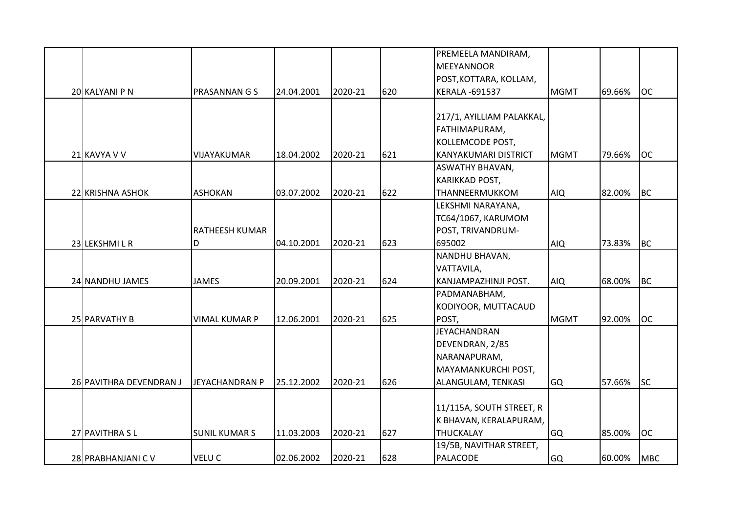| | | | | | | | | |
|---|---|---|---|---|---|---|---|---|
| 20 KALYANI P N | PRASANNAN G S | 24.04.2001 | 2020-21 | 620 | PREMEELA MANDIRAM, MEEYANNOOR POST,KOTTARA, KOLLAM, KERALA -691537 | MGMT | 69.66% | OC |
| 21 KAVYA V V | VIJAYAKUMAR | 18.04.2002 | 2020-21 | 621 | 217/1, AYILLIAM PALAKKAL, FATHIMAPURAM, KOLLEMCODE POST, KANYAKUMARI DISTRICT | MGMT | 79.66% | OC |
| 22 KRISHNA ASHOK | ASHOKAN | 03.07.2002 | 2020-21 | 622 | ASWATHY BHAVAN, KARIKKAD POST, THANNEERMUKKOM | AIQ | 82.00% | BC |
| 23 LEKSHMI L R | RATHEESH KUMAR D | 04.10.2001 | 2020-21 | 623 | LEKSHMI NARAYANA, TC64/1067, KARUMOM POST, TRIVANDRUM-695002 | AIQ | 73.83% | BC |
| 24 NANDHU JAMES | JAMES | 20.09.2001 | 2020-21 | 624 | NANDHU BHAVAN, VATTAVILA, KANJAMPAZHINJI POST. | AIQ | 68.00% | BC |
| 25 PARVATHY B | VIMAL KUMAR P | 12.06.2001 | 2020-21 | 625 | PADMANABHAM, KODIYOOR, MUTTACAUD POST, | MGMT | 92.00% | OC |
| 26 PAVITHRA DEVENDRAN J | JEYACHANDRAN P | 25.12.2002 | 2020-21 | 626 | JEYACHANDRAN DEVENDRAN, 2/85 NARANAPURAM, MAYAMANKURCHI POST, ALANGULAM, TENKASI | GQ | 57.66% | SC |
| 27 PAVITHRA S L | SUNIL KUMAR S | 11.03.2003 | 2020-21 | 627 | 11/115A, SOUTH STREET, R K BHAVAN, KERALAPURAM, THUCKALAY | GQ | 85.00% | OC |
| 28 PRABHANJANI C V | VELU C | 02.06.2002 | 2020-21 | 628 | 19/5B, NAVITHAR STREET, PALACODE | GQ | 60.00% | MBC |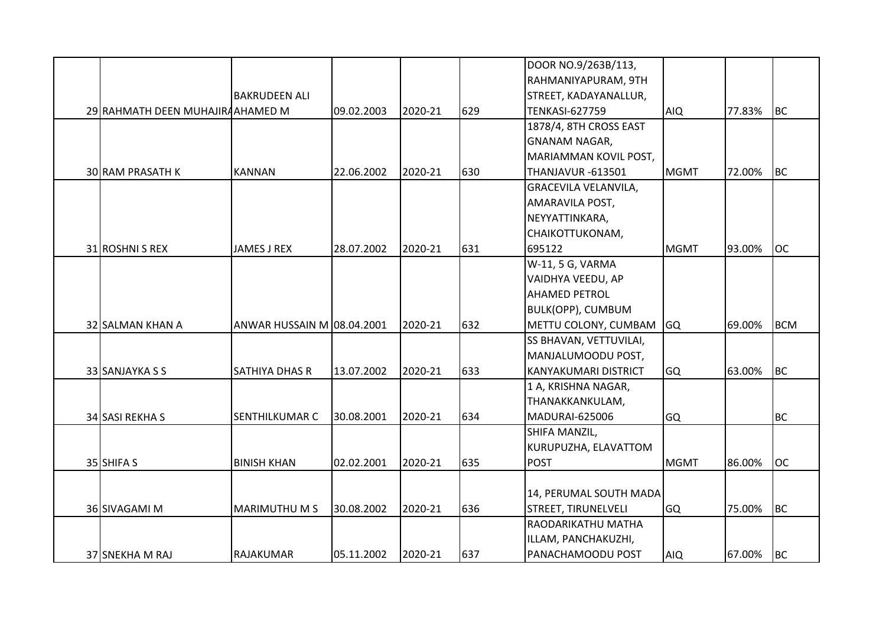| | | | | | | | | | |
|---|---|---|---|---|---|---|---|---|---|
| 29 | RAHMATH DEEN MUHAJIR | BAKRUDEEN ALI AHAMED M | 09.02.2003 | 2020-21 | 629 | DOOR NO.9/263B/113, RAHMANIYAPURAM, 9TH STREET, KADAYANALLUR, TENKASI-627759 | AIQ | 77.83% | BC |
| 30 | RAM PRASATH K | KANNAN | 22.06.2002 | 2020-21 | 630 | 1878/4, 8TH CROSS EAST GNANAM NAGAR, MARIAMMAN KOVIL POST, THANJAVUR -613501 | MGMT | 72.00% | BC |
| 31 | ROSHNI S REX | JAMES J REX | 28.07.2002 | 2020-21 | 631 | GRACEVILA VELANVILA, AMARAVILA POST, NEYYATTINKARA, CHAIKOTTUKONAM, 695122 | MGMT | 93.00% | OC |
| 32 | SALMAN KHAN A | ANWAR HUSSAIN M | 08.04.2001 | 2020-21 | 632 | W-11, 5 G, VARMA VAIDHYA VEEDU, AP AHAMED PETROL BULK(OPP), CUMBUM METTU COLONY, CUMBAM | GQ | 69.00% | BCM |
| 33 | SANJAYKA S S | SATHIYA DHAS R | 13.07.2002 | 2020-21 | 633 | SS BHAVAN, VETTUVILAI, MANJALUMOODU POST, KANYAKUMARI DISTRICT | GQ | 63.00% | BC |
| 34 | SASI REKHA S | SENTHILKUMAR C | 30.08.2001 | 2020-21 | 634 | 1 A, KRISHNA NAGAR, THANAKKANKULAM, MADURAI-625006 | GQ | | BC |
| 35 | SHIFA S | BINISH KHAN | 02.02.2001 | 2020-21 | 635 | SHIFA MANZIL, KURUPUZHA, ELAVATTOM POST | MGMT | 86.00% | OC |
| 36 | SIVAGAMI M | MARIMUTHU M S | 30.08.2002 | 2020-21 | 636 | 14, PERUMAL SOUTH MADA STREET, TIRUNELVELI | GQ | 75.00% | BC |
| 37 | SNEKHA M RAJ | RAJAKUMAR | 05.11.2002 | 2020-21 | 637 | RAODARIKATHU MATHA ILLAM, PANCHAKUZHI, PANACHAMOODU POST | AIQ | 67.00% | BC |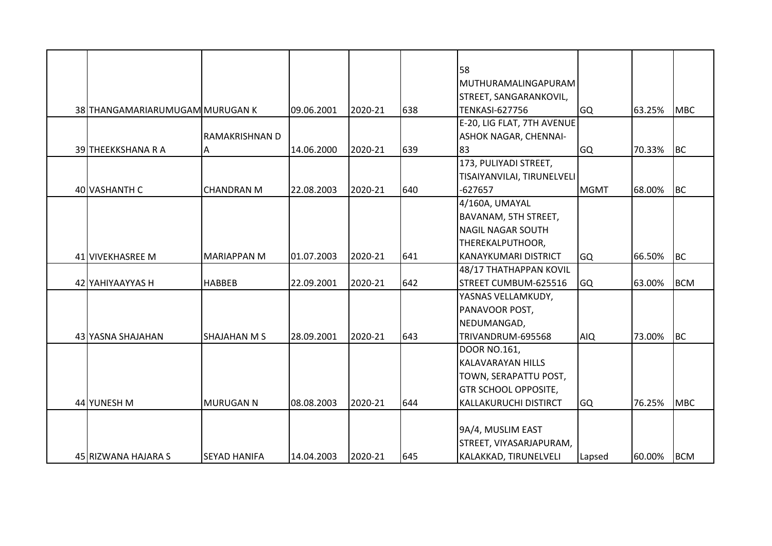|  |  |  |  |  |  |  |  |  |  |
|---|---|---|---|---|---|---|---|---|---|
| 38 | THANGAMARIARUMUGAM | MURUGAN K | 09.06.2001 | 2020-21 | 638 | 58 MUTHURAMALINGAPURAM STREET, SANGARANKOVIL, TENKASI-627756 | GQ | 63.25% | MBC |
| 39 | THEEKKSHANA R A | RAMAKRISHNAN D A | 14.06.2000 | 2020-21 | 639 | E-20, LIG FLAT, 7TH AVENUE ASHOK NAGAR, CHENNAI-83 | GQ | 70.33% | BC |
| 40 | VASHANTH C | CHANDRAN M | 22.08.2003 | 2020-21 | 640 | 173, PULIYADI STREET, TISAIYANVILAI, TIRUNELVELI -627657 | MGMT | 68.00% | BC |
| 41 | VIVEKHASREE M | MARIAPPAN M | 01.07.2003 | 2020-21 | 641 | 4/160A, UMAYAL BAVANAM, 5TH STREET, NAGIL NAGAR SOUTH THEREKALPUTHOOR, KANAYKUMARI DISTRICT | GQ | 66.50% | BC |
| 42 | YAHIYAAYYAS H | HABBEB | 22.09.2001 | 2020-21 | 642 | 48/17 THATHAPPAN KOVIL STREET CUMBUM-625516 | GQ | 63.00% | BCM |
| 43 | YASNA SHAJAHAN | SHAJAHAN M S | 28.09.2001 | 2020-21 | 643 | YASNAS VELLAMKUDY, PANAVOOR POST, NEDUMANGAD, TRIVANDRUM-695568 | AIQ | 73.00% | BC |
| 44 | YUNESH M | MURUGAN N | 08.08.2003 | 2020-21 | 644 | DOOR NO.161, KALAVARAYAN HILLS TOWN, SERAPATTU POST, GTR SCHOOL OPPOSITE, KALLAKURUCHI DISTIRCT | GQ | 76.25% | MBC |
| 45 | RIZWANA HAJARA S | SEYAD HANIFA | 14.04.2003 | 2020-21 | 645 | 9A/4, MUSLIM EAST STREET, VIYASARJAPURAM, KALAKKAD, TIRUNELVELI | Lapsed | 60.00% | BCM |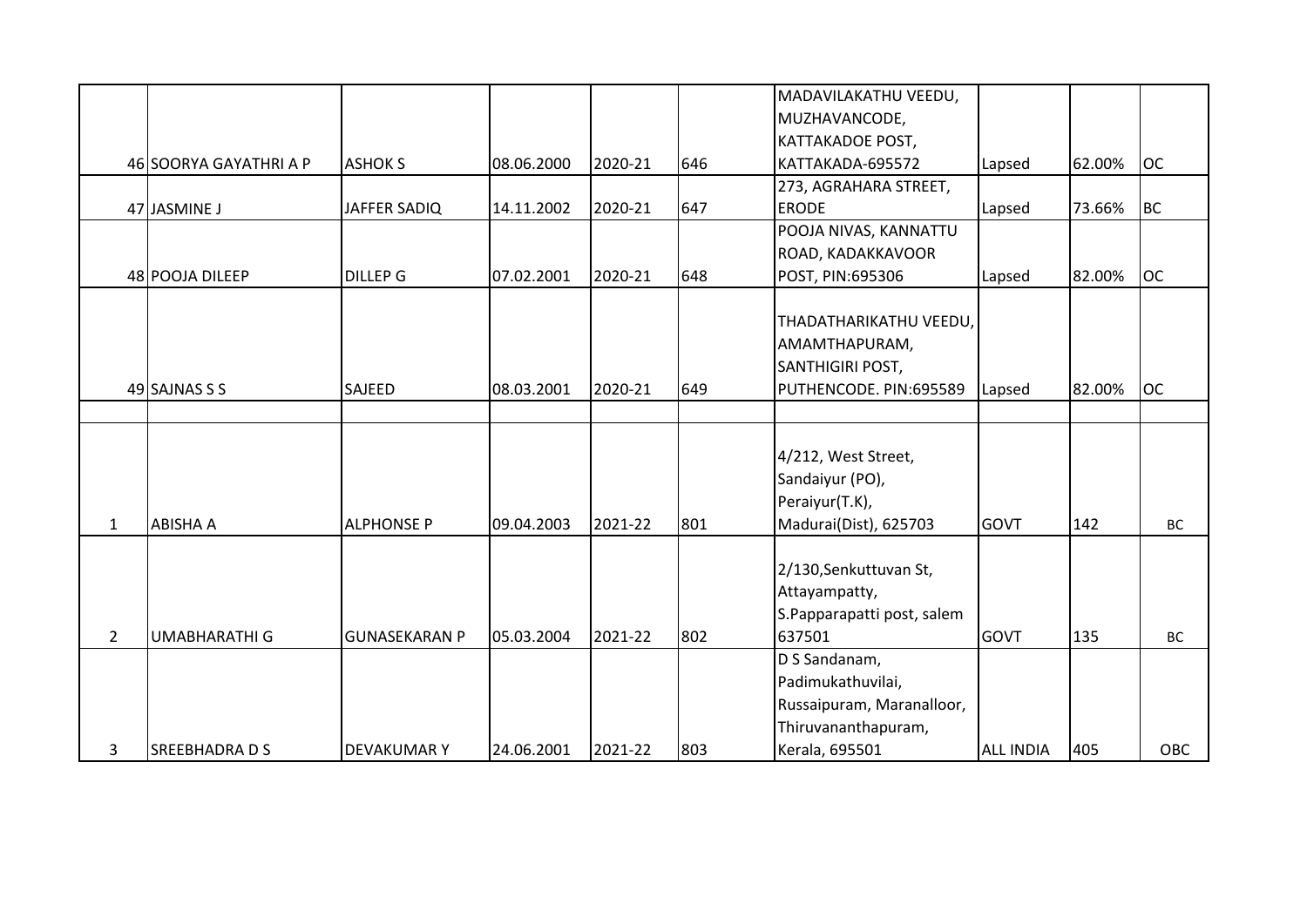|  |  |  |  |  |  |  |  |  |  |
|---|---|---|---|---|---|---|---|---|---|
| 46 | SOORYA GAYATHRI A P | ASHOK S | 08.06.2000 | 2020-21 | 646 | MADAVILAKATHU VEEDU, MUZHAVANCODE, KATTAKADOE POST, KATTAKADA-695572 | Lapsed | 62.00% | OC |
| 47 | JASMINE J | JAFFER SADIQ | 14.11.2002 | 2020-21 | 647 | 273, AGRAHARA STREET, ERODE | Lapsed | 73.66% | BC |
| 48 | POOJA DILEEP | DILLEP G | 07.02.2001 | 2020-21 | 648 | POOJA NIVAS, KANNATTU ROAD, KADAKKAVOOR POST, PIN:695306 | Lapsed | 82.00% | OC |
| 49 | SAJNAS S S | SAJEED | 08.03.2001 | 2020-21 | 649 | THADATHARIKATHU VEEDU, AMAMTHAPURAM, SANTHIGIRI POST, PUTHENCODE. PIN:695589 | Lapsed | 82.00% | OC |
|  |  |  |  |  |  |  |  |  |  |
| 1 | ABISHA A | ALPHONSE P | 09.04.2003 | 2021-22 | 801 | 4/212, West Street, Sandaiyur (PO), Peraiyur(T.K), Madurai(Dist), 625703 | GOVT | 142 | BC |
| 2 | UMABHARATHI G | GUNASEKARAN P | 05.03.2004 | 2021-22 | 802 | 2/130,Senkuttuvan St, Attayampatty, S.Papparapatti post, salem 637501 | GOVT | 135 | BC |
| 3 | SREEBHADRA D S | DEVAKUMAR Y | 24.06.2001 | 2021-22 | 803 | D S Sandanam, Padimukathuvilai, Russaipuram, Maranalloor, Thiruvananthapuram, Kerala, 695501 | ALL INDIA | 405 | OBC |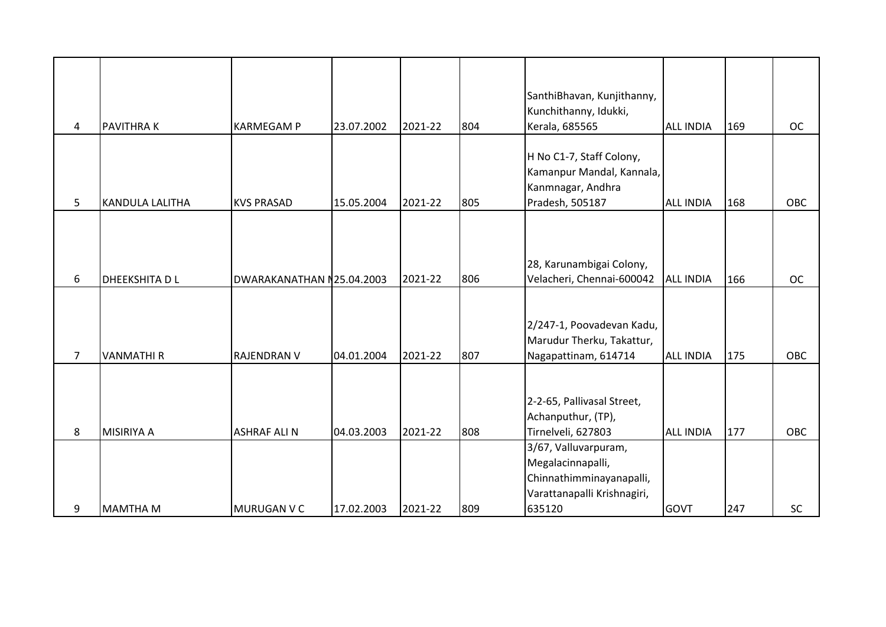| | | | | | | | | | |
|---|---|---|---|---|---|---|---|---|---|
| 4 | PAVITHRA K | KARMEGAM P | 23.07.2002 | 2021-22 | 804 | SanthiBhavan, Kunjithanny, Kunchithanny, Idukki, Kerala, 685565 | ALL INDIA | 169 | OC |
| 5 | KANDULA LALITHA | KVS PRASAD | 15.05.2004 | 2021-22 | 805 | H No C1-7, Staff Colony, Kamanpur Mandal, Kannala, Kanmnagar, Andhra Pradesh, 505187 | ALL INDIA | 168 | OBC |
| 6 | DHEEKSHITA D L | DWARAKANATHAN N | 25.04.2003 | 2021-22 | 806 | 28, Karunambigai Colony, Velacheri, Chennai-600042 | ALL INDIA | 166 | OC |
| 7 | VANMATHI R | RAJENDRAN V | 04.01.2004 | 2021-22 | 807 | 2/247-1, Poovadevan Kadu, Marudur Therku, Takattur, Nagapattinam, 614714 | ALL INDIA | 175 | OBC |
| 8 | MISIRIYA A | ASHRAF ALI N | 04.03.2003 | 2021-22 | 808 | 2-2-65, Pallivasal Street, Achanputhur, (TP), Tirnelveli, 627803 | ALL INDIA | 177 | OBC |
| 9 | MAMTHA M | MURUGAN V C | 17.02.2003 | 2021-22 | 809 | 3/67, Valluvarpuram, Megalacinnapalli, Chinnathimminayanapalli, Varattanapalli Krishnagiri, 635120 | GOVT | 247 | SC |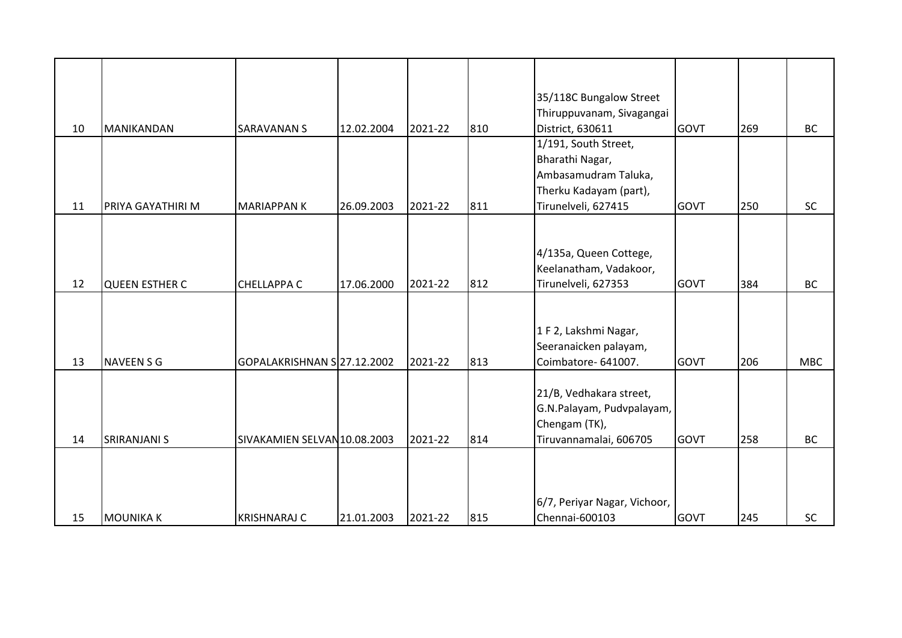| 10 | MANIKANDAN | SARAVANAN S | 12.02.2004 | 2021-22 | 810 | 35/118C Bungalow Street Thiruppuvanam, Sivagangai District, 630611 | GOVT | 269 | BC |
|---|---|---|---|---|---|---|---|---|---|
| 11 | PRIYA GAYATHIRI M | MARIAPPAN K | 26.09.2003 | 2021-22 | 811 | 1/191, South Street, Bharathi Nagar, Ambasamudram Taluka, Therku Kadayam (part), Tirunelveli, 627415 | GOVT | 250 | SC |
| 12 | QUEEN ESTHER C | CHELLAPPA C | 17.06.2000 | 2021-22 | 812 | 4/135a, Queen Cottege, Keelanatham, Vadakoor, Tirunelveli, 627353 | GOVT | 384 | BC |
| 13 | NAVEEN S G | GOPALAKRISHNAN S | 27.12.2002 | 2021-22 | 813 | 1 F 2, Lakshmi Nagar, Seeranaicken palayam, Coimbatore- 641007. | GOVT | 206 | MBC |
| 14 | SRIRANJANI S | SIVAKAMIEN SELVAN | 10.08.2003 | 2021-22 | 814 | 21/B, Vedhakara street, G.N.Palayam, Pudvpalayam, Chengam (TK), Tiruvannamalai, 606705 | GOVT | 258 | BC |
| 15 | MOUNIKA K | KRISHNARAJ C | 21.01.2003 | 2021-22 | 815 | 6/7, Periyar Nagar, Vichoor, Chennai-600103 | GOVT | 245 | SC |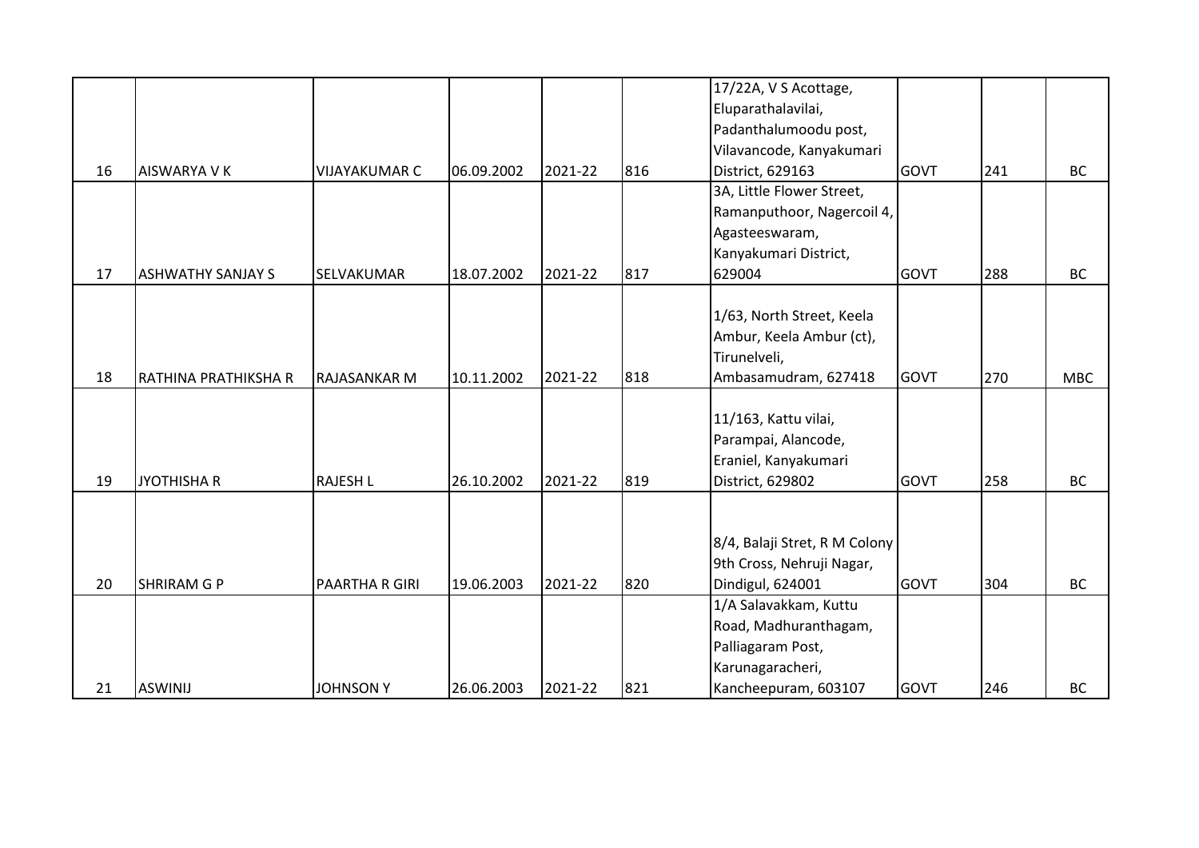| 16 | AISWARYA V K | VIJAYAKUMAR C | 06.09.2002 | 2021-22 | 816 | 17/22A, V S Acottage, Eluparathalavilai, Padanthalumoodu post, Vilavancode, Kanyakumari District, 629163 | GOVT | 241 | BC |
|---|---|---|---|---|---|---|---|---|---|
| 17 | ASHWATHY SANJAY S | SELVAKUMAR | 18.07.2002 | 2021-22 | 817 | 3A, Little Flower Street, Ramanputhoor, Nagercoil 4, Agasteeswaram, Kanyakumari District, 629004 | GOVT | 288 | BC |
| 18 | RATHINA PRATHIKSHA R | RAJASANKAR M | 10.11.2002 | 2021-22 | 818 | 1/63, North Street, Keela Ambur, Keela Ambur (ct), Tirunelveli, Ambasamudram, 627418 | GOVT | 270 | MBC |
| 19 | JYOTHISHA R | RAJESH L | 26.10.2002 | 2021-22 | 819 | 11/163, Kattu vilai, Parampai, Alancode, Eraniel, Kanyakumari District, 629802 | GOVT | 258 | BC |
| 20 | SHRIRAM G P | PAARTHA R GIRI | 19.06.2003 | 2021-22 | 820 | 8/4, Balaji Stret, R M Colony 9th Cross, Nehruji Nagar, Dindigul, 624001 | GOVT | 304 | BC |
| 21 | ASWINIJ | JOHNSON Y | 26.06.2003 | 2021-22 | 821 | 1/A Salavakkam, Kuttu Road, Madhuranthagam, Palliagaram Post, Karunagaracheri, Kancheepuram, 603107 | GOVT | 246 | BC |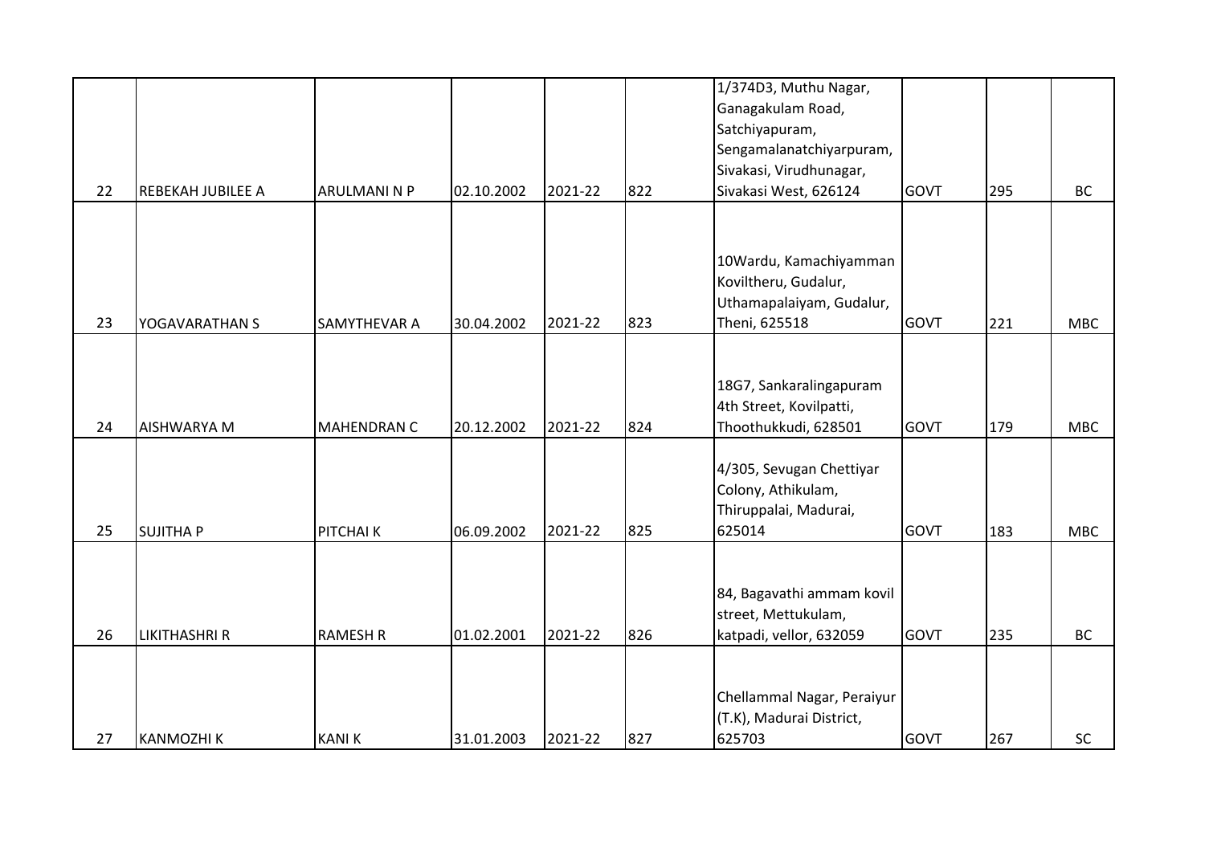| | | | | | | | | | |
|---|---|---|---|---|---|---|---|---|---|
| 22 | REBEKAH JUBILEE A | ARULMANI N P | 02.10.2002 | 2021-22 | 822 | 1/374D3, Muthu Nagar, Ganagakulam Road, Satchiyapuram, Sengamalanatchiyarpuram, Sivakasi, Virudhunagar, Sivakasi West, 626124 | GOVT | 295 | BC |
| 23 | YOGAVARATHAN S | SAMYTHEVAR A | 30.04.2002 | 2021-22 | 823 | 10Wardu, Kamachiyamman Koviltheru, Gudalur, Uthamapalaiyam, Gudalur, Theni, 625518 | GOVT | 221 | MBC |
| 24 | AISHWARYA M | MAHENDRAN C | 20.12.2002 | 2021-22 | 824 | 18G7, Sankaralingapuram 4th Street, Kovilpatti, Thoothukkudi, 628501 | GOVT | 179 | MBC |
| 25 | SUJITHA P | PITCHAI K | 06.09.2002 | 2021-22 | 825 | 4/305, Sevugan Chettiyar Colony, Athikulam, Thiruppalai, Madurai, 625014 | GOVT | 183 | MBC |
| 26 | LIKITHASHRI R | RAMESH R | 01.02.2001 | 2021-22 | 826 | 84, Bagavathi ammam kovil street, Mettukulam, katpadi, vellor, 632059 | GOVT | 235 | BC |
| 27 | KANMOZHI K | KANI K | 31.01.2003 | 2021-22 | 827 | Chellammal Nagar, Peraiyur (T.K), Madurai District, 625703 | GOVT | 267 | SC |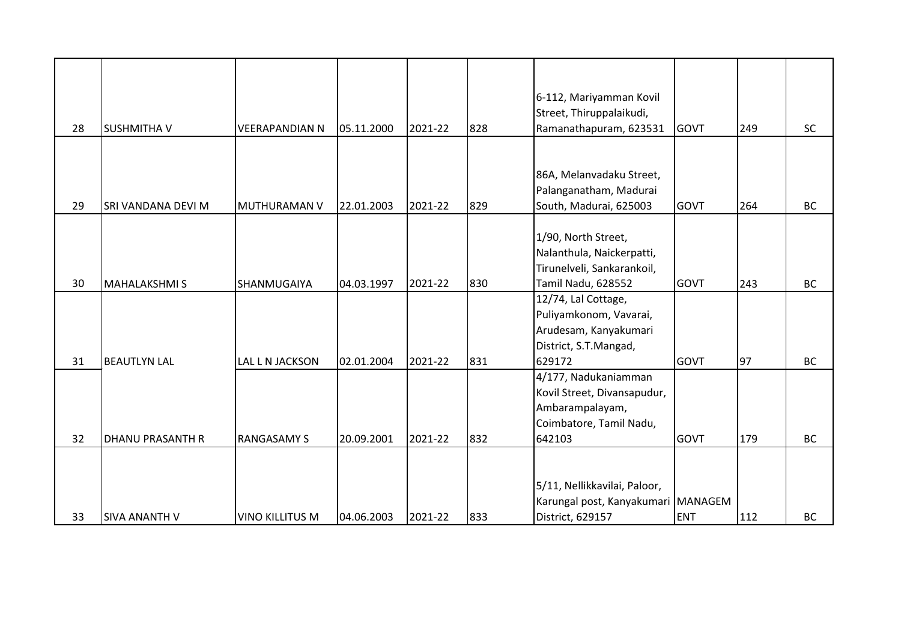| | | | | | | | | | |
|---|---|---|---|---|---|---|---|---|---|
| 28 | SUSHMITHA V | VEERAPANDIAN N | 05.11.2000 | 2021-22 | 828 | 6-112, Mariyamman Kovil Street, Thiruppalaikudi, Ramanathapuram, 623531 | GOVT | 249 | SC |
| 29 | SRI VANDANA DEVI M | MUTHURAMAN V | 22.01.2003 | 2021-22 | 829 | 86A, Melanvadaku Street, Palanganatham, Madurai South, Madurai, 625003 | GOVT | 264 | BC |
| 30 | MAHALAKSHMI S | SHANMUGAIYA | 04.03.1997 | 2021-22 | 830 | 1/90, North Street, Nalanthula, Naickerpatti, Tirunelveli, Sankarankoil, Tamil Nadu, 628552 | GOVT | 243 | BC |
| 31 | BEAUTLYN LAL | LAL L N JACKSON | 02.01.2004 | 2021-22 | 831 | 12/74, Lal Cottage, Puliyamkonom, Vavarai, Arudesam, Kanyakumari District, S.T.Mangad, 629172 | GOVT | 97 | BC |
| 32 | DHANU PRASANTH R | RANGASAMY S | 20.09.2001 | 2021-22 | 832 | 4/177, Nadukaniamman Kovil Street, Divansapudur, Ambarampalayam, Coimbatore, Tamil Nadu, 642103 | GOVT | 179 | BC |
| 33 | SIVA ANANTH V | VINO KILLITUS M | 04.06.2003 | 2021-22 | 833 | 5/11, Nellikkavilai, Paloor, Karungal post, Kanyakumari District, 629157 | MANAGEMENT | 112 | BC |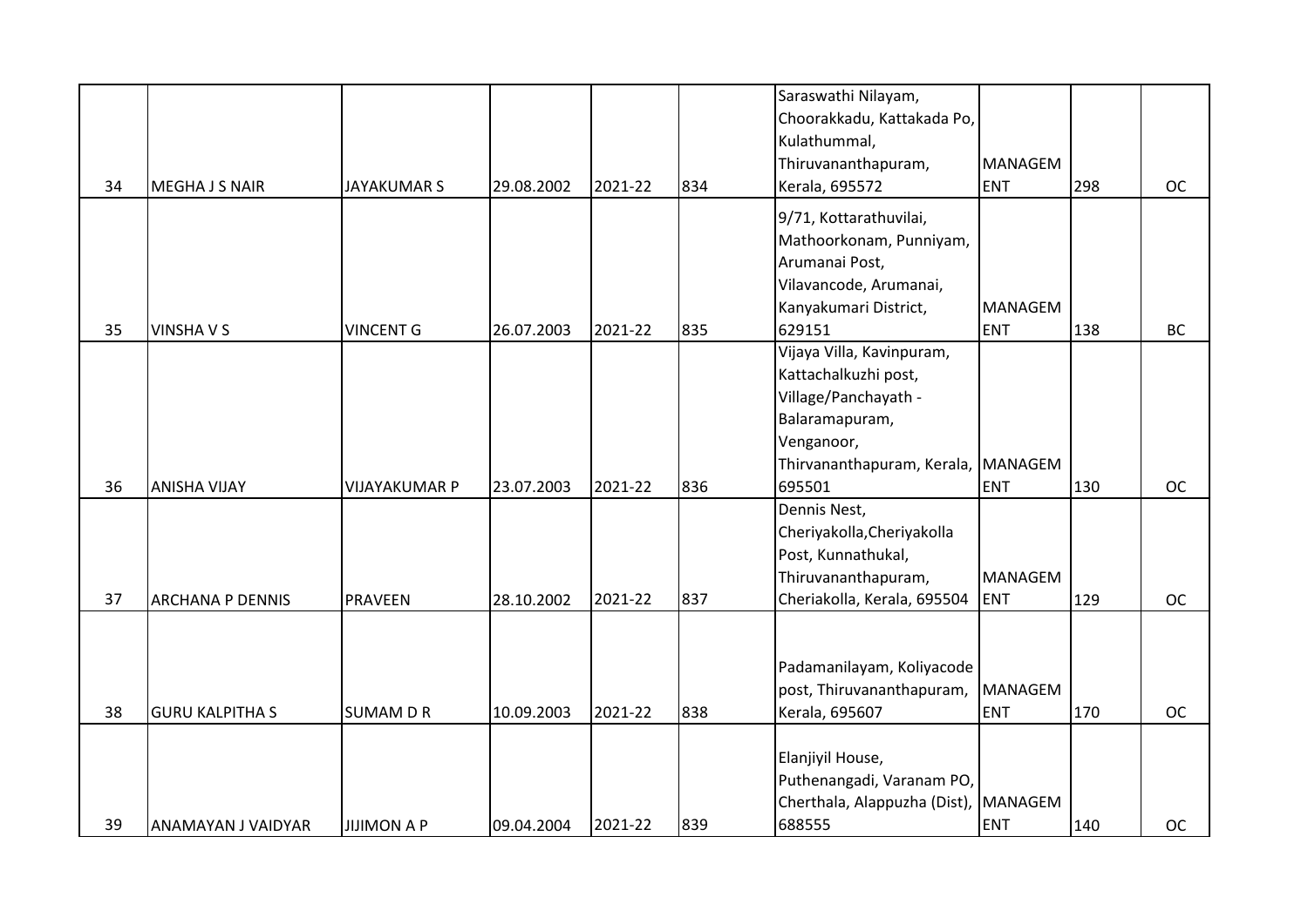| | | | | | | | | | |
|---|---|---|---|---|---|---|---|---|---|
| 34 | MEGHA J S NAIR | JAYAKUMAR S | 29.08.2002 | 2021-22 | 834 | Saraswathi Nilayam, Choorakkadu, Kattakada Po, Kulathummal, Thiruvananthapuram, Kerala, 695572 | MANAGEMENT | 298 | OC |
| 35 | VINSHA V S | VINCENT G | 26.07.2003 | 2021-22 | 835 | 9/71, Kottarathuvilai, Mathoorkonam, Punniyam, Arumanai Post, Vilavancode, Arumanai, Kanyakumari District, 629151 | MANAGEMENT | 138 | BC |
| 36 | ANISHA VIJAY | VIJAYAKUMAR P | 23.07.2003 | 2021-22 | 836 | Vijaya Villa, Kavinpuram, Kattachalkuzhi post, Village/Panchayath - Balaramapuram, Venganoor, Thirvananthapuram, Kerala, 695501 | MANAGEMENT | 130 | OC |
| 37 | ARCHANA P DENNIS | PRAVEEN | 28.10.2002 | 2021-22 | 837 | Dennis Nest, Cheriyakolla,Cheriyakolla Post, Kunnathukal, Thiruvananthapuram, Cheriakolla, Kerala, 695504 | MANAGEMENT | 129 | OC |
| 38 | GURU KALPITHA S | SUMAM D R | 10.09.2003 | 2021-22 | 838 | Padamanilayam, Koliyacode post, Thiruvananthapuram, Kerala, 695607 | MANAGEMENT | 170 | OC |
| 39 | ANAMAYAN J VAIDYAR | JIJIMON A P | 09.04.2004 | 2021-22 | 839 | Elanjiyil House, Puthenangadi, Varanam PO, Cherthala, Alappuzha (Dist), 688555 | MANAGEMENT | 140 | OC |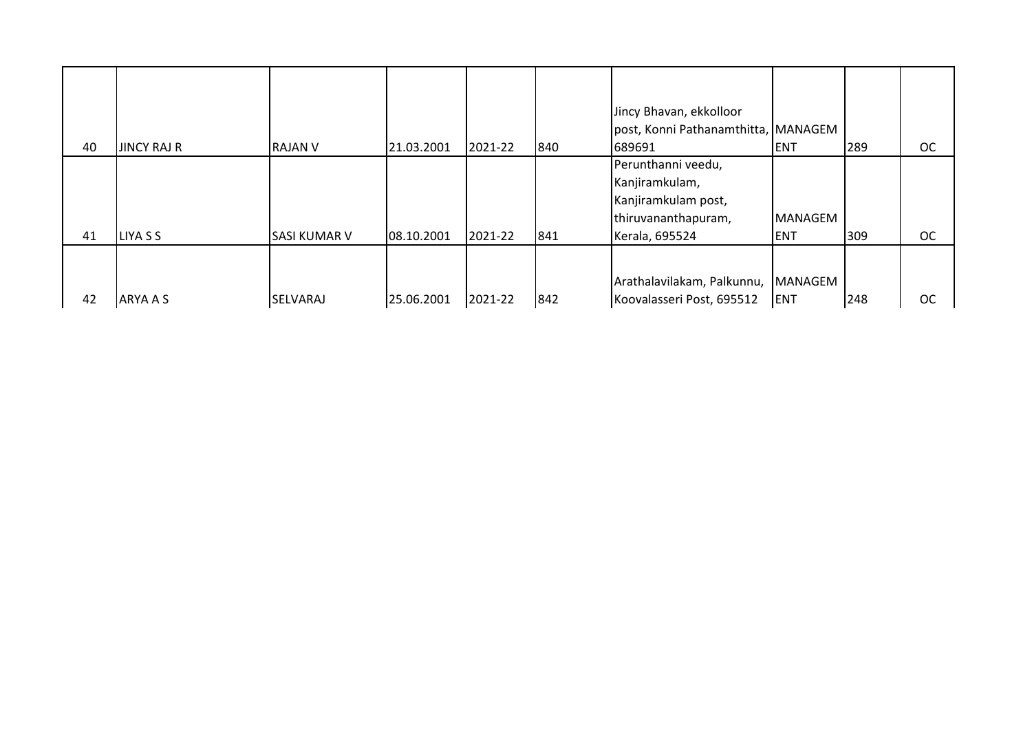| | | | | | | | | | |
|---|---|---|---|---|---|---|---|---|---|
| 40 | JINCY RAJ R | RAJAN V | 21.03.2001 | 2021-22 | 840 | Jincy Bhavan, ekkolloor post, Konni Pathanamthitta, 689691 | MANAGEMENT | 289 | OC |
| 41 | LIYA S S | SASI KUMAR V | 08.10.2001 | 2021-22 | 841 | Perunthanni veedu, Kanjiramkulam, Kanjiramkulam post, thiruvananthapuram, Kerala, 695524 | MANAGEMENT | 309 | OC |
| 42 | ARYA A S | SELVARAJ | 25.06.2001 | 2021-22 | 842 | Arathalavilakam, Palkunnu, Koovalasseri Post, 695512 | MANAGEMENT | 248 | OC |